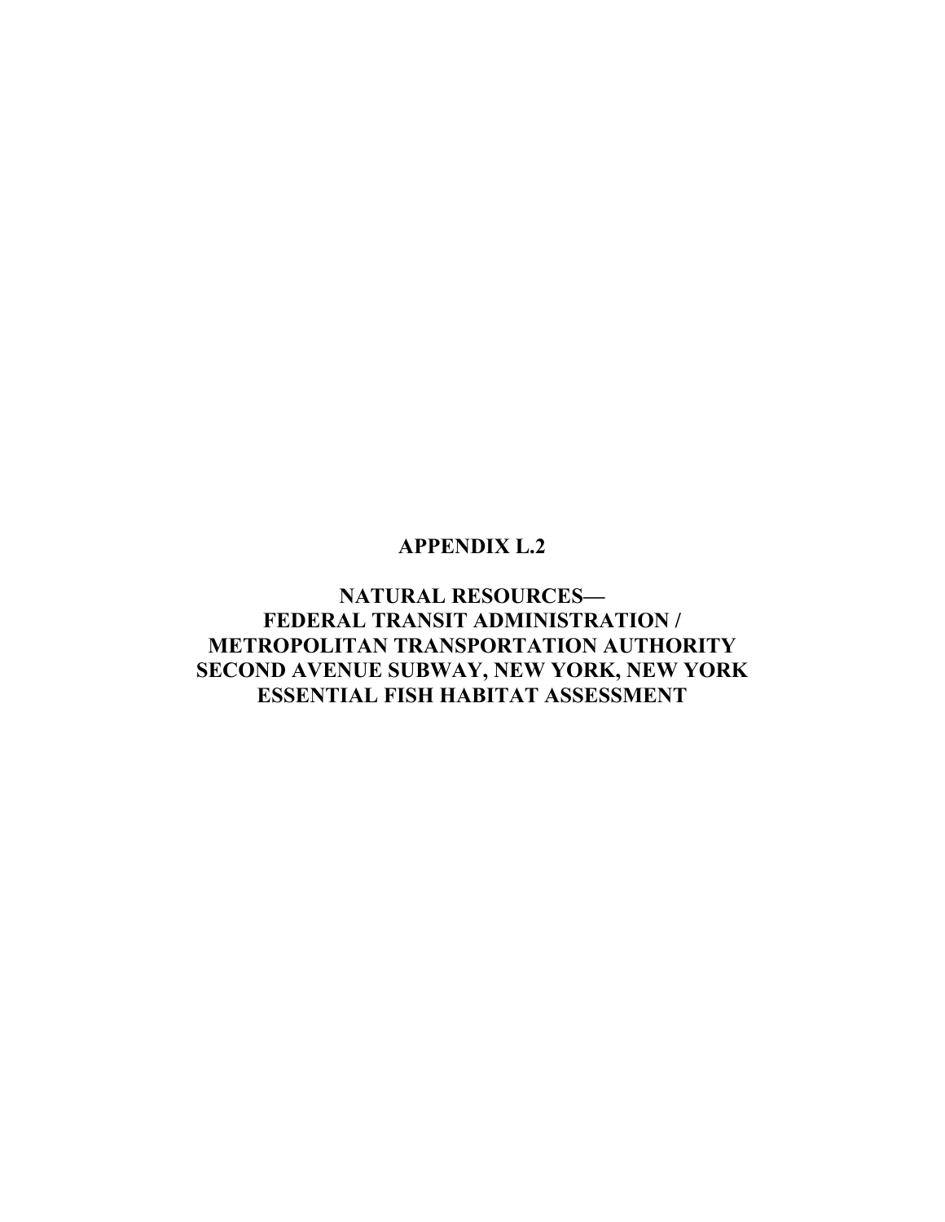# APPENDIX L.2

# NATURAL RESOURCES— FEDERAL TRANSIT ADMINISTRATION / METROPOLITAN TRANSPORTATION AUTHORITY SECOND AVENUE SUBWAY, NEW YORK, NEW YORK ESSENTIAL FISH HABITAT ASSESSMENT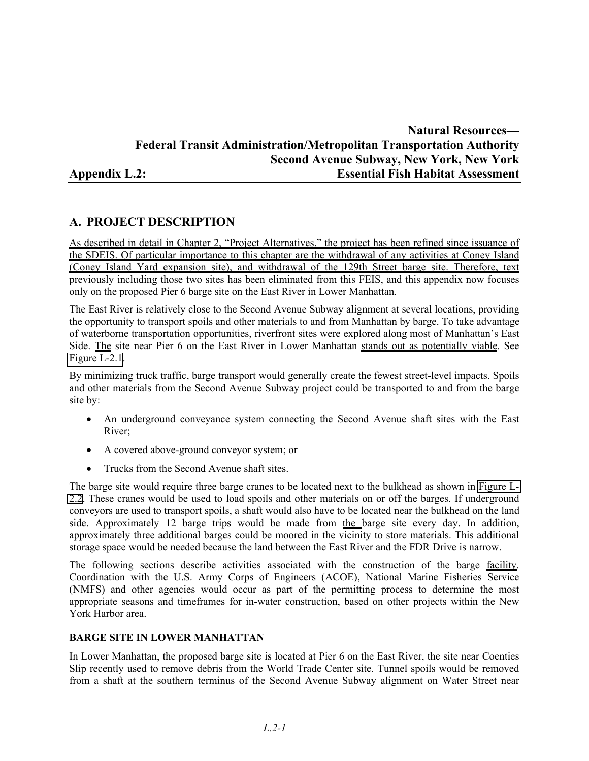**Natural Resources—**
**Federal Transit Administration/Metropolitan Transportation Authority**
**Second Avenue Subway, New York, New York**
**Appendix L.2: Essential Fish Habitat Assessment**

## A. PROJECT DESCRIPTION

As described in detail in Chapter 2, "Project Alternatives," the project has been refined since issuance of the SDEIS. Of particular importance to this chapter are the withdrawal of any activities at Coney Island (Coney Island Yard expansion site), and withdrawal of the 129th Street barge site. Therefore, text previously including those two sites has been eliminated from this FEIS, and this appendix now focuses only on the proposed Pier 6 barge site on the East River in Lower Manhattan.

The East River is relatively close to the Second Avenue Subway alignment at several locations, providing the opportunity to transport spoils and other materials to and from Manhattan by barge. To take advantage of waterborne transportation opportunities, riverfront sites were explored along most of Manhattan's East Side. The site near Pier 6 on the East River in Lower Manhattan stands out as potentially viable. See Figure L-2.1.

By minimizing truck traffic, barge transport would generally create the fewest street-level impacts. Spoils and other materials from the Second Avenue Subway project could be transported to and from the barge site by:

- An underground conveyance system connecting the Second Avenue shaft sites with the East River;
- A covered above-ground conveyor system; or
- Trucks from the Second Avenue shaft sites.

The barge site would require three barge cranes to be located next to the bulkhead as shown in Figure L-2.2. These cranes would be used to load spoils and other materials on or off the barges. If underground conveyors are used to transport spoils, a shaft would also have to be located near the bulkhead on the land side. Approximately 12 barge trips would be made from the barge site every day. In addition, approximately three additional barges could be moored in the vicinity to store materials. This additional storage space would be needed because the land between the East River and the FDR Drive is narrow.

The following sections describe activities associated with the construction of the barge facility. Coordination with the U.S. Army Corps of Engineers (ACOE), National Marine Fisheries Service (NMFS) and other agencies would occur as part of the permitting process to determine the most appropriate seasons and timeframes for in-water construction, based on other projects within the New York Harbor area.

### BARGE SITE IN LOWER MANHATTAN

In Lower Manhattan, the proposed barge site is located at Pier 6 on the East River, the site near Coenties Slip recently used to remove debris from the World Trade Center site. Tunnel spoils would be removed from a shaft at the southern terminus of the Second Avenue Subway alignment on Water Street near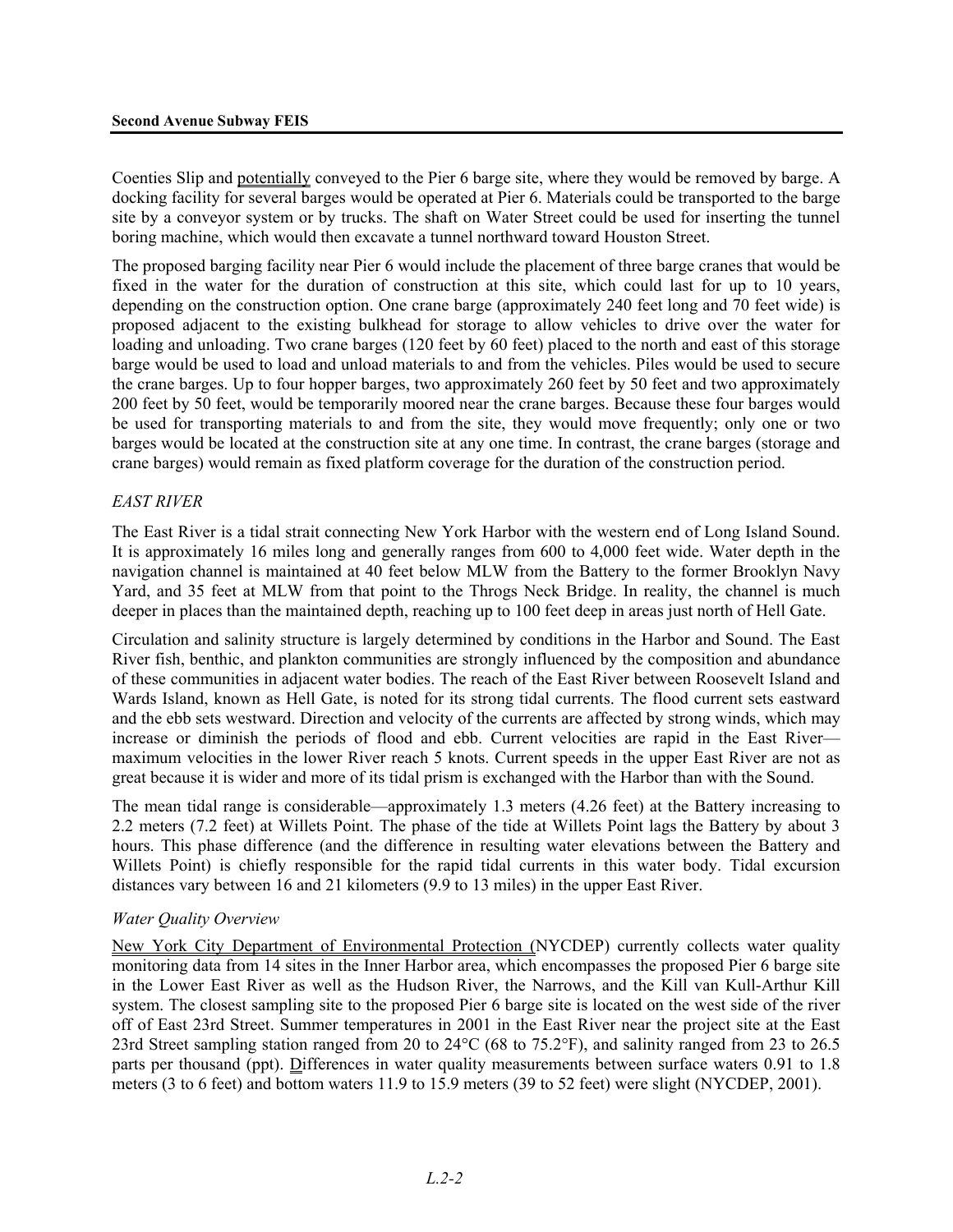Coenties Slip and potentially conveyed to the Pier 6 barge site, where they would be removed by barge. A docking facility for several barges would be operated at Pier 6. Materials could be transported to the barge site by a conveyor system or by trucks. The shaft on Water Street could be used for inserting the tunnel boring machine, which would then excavate a tunnel northward toward Houston Street.

The proposed barging facility near Pier 6 would include the placement of three barge cranes that would be fixed in the water for the duration of construction at this site, which could last for up to 10 years, depending on the construction option. One crane barge (approximately 240 feet long and 70 feet wide) is proposed adjacent to the existing bulkhead for storage to allow vehicles to drive over the water for loading and unloading. Two crane barges (120 feet by 60 feet) placed to the north and east of this storage barge would be used to load and unload materials to and from the vehicles. Piles would be used to secure the crane barges. Up to four hopper barges, two approximately 260 feet by 50 feet and two approximately 200 feet by 50 feet, would be temporarily moored near the crane barges. Because these four barges would be used for transporting materials to and from the site, they would move frequently; only one or two barges would be located at the construction site at any one time. In contrast, the crane barges (storage and crane barges) would remain as fixed platform coverage for the duration of the construction period.

*EAST RIVER*

The East River is a tidal strait connecting New York Harbor with the western end of Long Island Sound. It is approximately 16 miles long and generally ranges from 600 to 4,000 feet wide. Water depth in the navigation channel is maintained at 40 feet below MLW from the Battery to the former Brooklyn Navy Yard, and 35 feet at MLW from that point to the Throgs Neck Bridge. In reality, the channel is much deeper in places than the maintained depth, reaching up to 100 feet deep in areas just north of Hell Gate.

Circulation and salinity structure is largely determined by conditions in the Harbor and Sound. The East River fish, benthic, and plankton communities are strongly influenced by the composition and abundance of these communities in adjacent water bodies. The reach of the East River between Roosevelt Island and Wards Island, known as Hell Gate, is noted for its strong tidal currents. The flood current sets eastward and the ebb sets westward. Direction and velocity of the currents are affected by strong winds, which may increase or diminish the periods of flood and ebb. Current velocities are rapid in the East River—maximum velocities in the lower River reach 5 knots. Current speeds in the upper East River are not as great because it is wider and more of its tidal prism is exchanged with the Harbor than with the Sound.

The mean tidal range is considerable—approximately 1.3 meters (4.26 feet) at the Battery increasing to 2.2 meters (7.2 feet) at Willets Point. The phase of the tide at Willets Point lags the Battery by about 3 hours. This phase difference (and the difference in resulting water elevations between the Battery and Willets Point) is chiefly responsible for the rapid tidal currents in this water body. Tidal excursion distances vary between 16 and 21 kilometers (9.9 to 13 miles) in the upper East River.

*Water Quality Overview*

New York City Department of Environmental Protection (NYCDEP) currently collects water quality monitoring data from 14 sites in the Inner Harbor area, which encompasses the proposed Pier 6 barge site in the Lower East River as well as the Hudson River, the Narrows, and the Kill van Kull-Arthur Kill system. The closest sampling site to the proposed Pier 6 barge site is located on the west side of the river off of East 23rd Street. Summer temperatures in 2001 in the East River near the project site at the East 23rd Street sampling station ranged from 20 to 24°C (68 to 75.2°F), and salinity ranged from 23 to 26.5 parts per thousand (ppt). Differences in water quality measurements between surface waters 0.91 to 1.8 meters (3 to 6 feet) and bottom waters 11.9 to 15.9 meters (39 to 52 feet) were slight (NYCDEP, 2001).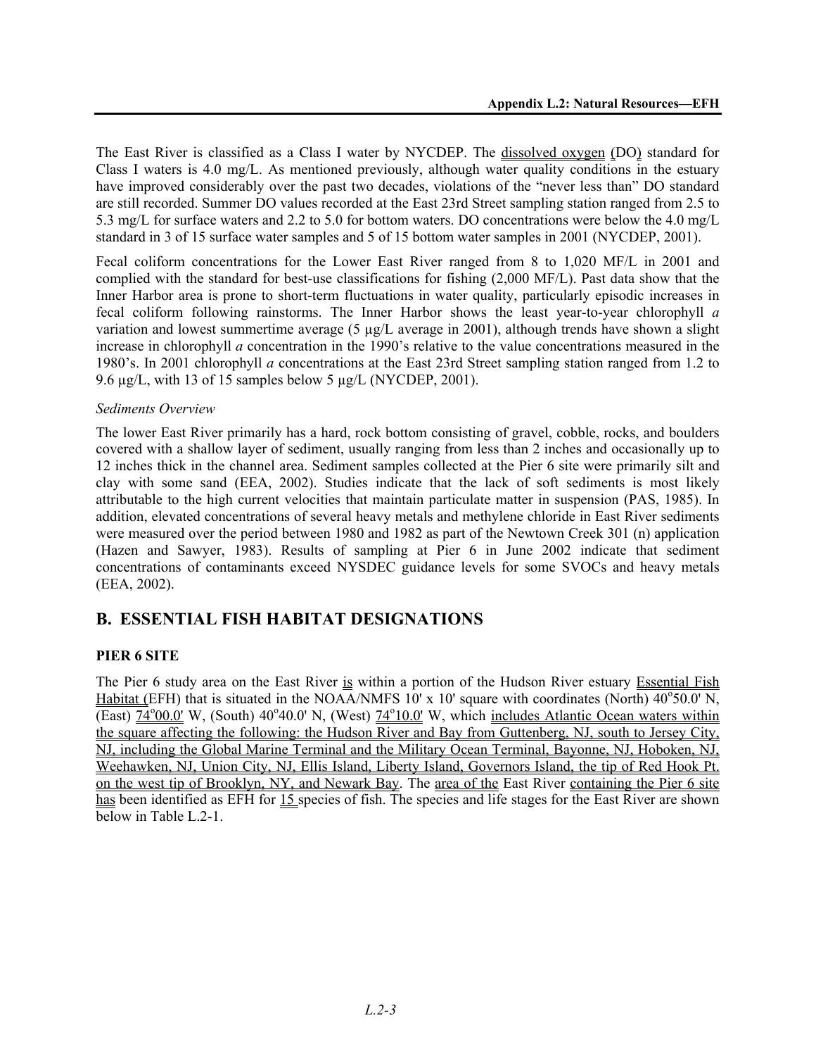The East River is classified as a Class I water by NYCDEP. The dissolved oxygen (DO) standard for Class I waters is 4.0 mg/L. As mentioned previously, although water quality conditions in the estuary have improved considerably over the past two decades, violations of the "never less than" DO standard are still recorded. Summer DO values recorded at the East 23rd Street sampling station ranged from 2.5 to 5.3 mg/L for surface waters and 2.2 to 5.0 for bottom waters. DO concentrations were below the 4.0 mg/L standard in 3 of 15 surface water samples and 5 of 15 bottom water samples in 2001 (NYCDEP, 2001).

Fecal coliform concentrations for the Lower East River ranged from 8 to 1,020 MF/L in 2001 and complied with the standard for best-use classifications for fishing (2,000 MF/L). Past data show that the Inner Harbor area is prone to short-term fluctuations in water quality, particularly episodic increases in fecal coliform following rainstorms. The Inner Harbor shows the least year-to-year chlorophyll *a* variation and lowest summertime average (5 µg/L average in 2001), although trends have shown a slight increase in chlorophyll *a* concentration in the 1990's relative to the value concentrations measured in the 1980's. In 2001 chlorophyll *a* concentrations at the East 23rd Street sampling station ranged from 1.2 to 9.6 µg/L, with 13 of 15 samples below 5 µg/L (NYCDEP, 2001).

*Sediments Overview*

The lower East River primarily has a hard, rock bottom consisting of gravel, cobble, rocks, and boulders covered with a shallow layer of sediment, usually ranging from less than 2 inches and occasionally up to 12 inches thick in the channel area. Sediment samples collected at the Pier 6 site were primarily silt and clay with some sand (EEA, 2002). Studies indicate that the lack of soft sediments is most likely attributable to the high current velocities that maintain particulate matter in suspension (PAS, 1985). In addition, elevated concentrations of several heavy metals and methylene chloride in East River sediments were measured over the period between 1980 and 1982 as part of the Newtown Creek 301 (n) application (Hazen and Sawyer, 1983). Results of sampling at Pier 6 in June 2002 indicate that sediment concentrations of contaminants exceed NYSDEC guidance levels for some SVOCs and heavy metals (EEA, 2002).

## B. ESSENTIAL FISH HABITAT DESIGNATIONS

### PIER 6 SITE

The Pier 6 study area on the East River is within a portion of the Hudson River estuary Essential Fish Habitat (EFH) that is situated in the NOAA/NMFS 10' x 10' square with coordinates (North) 40°50.0' N, (East) 74°00.0' W, (South) 40°40.0' N, (West) 74°10.0' W, which includes Atlantic Ocean waters within the square affecting the following: the Hudson River and Bay from Guttenberg, NJ, south to Jersey City, NJ, including the Global Marine Terminal and the Military Ocean Terminal, Bayonne, NJ, Hoboken, NJ, Weehawken, NJ, Union City, NJ, Ellis Island, Liberty Island, Governors Island, the tip of Red Hook Pt. on the west tip of Brooklyn, NY, and Newark Bay. The area of the East River containing the Pier 6 site has been identified as EFH for 15 species of fish. The species and life stages for the East River are shown below in Table L.2-1.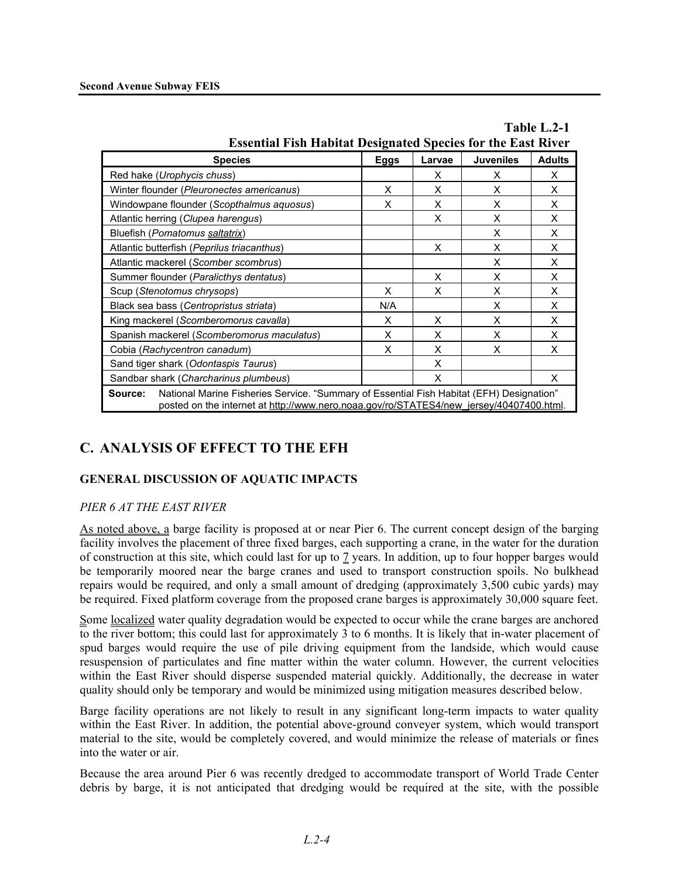**Table L.2-1**
**Essential Fish Habitat Designated Species for the East River**

| Species | Eggs | Larvae | Juveniles | Adults |
|---|---|---|---|---|
| Red hake (*Urophycis chuss*) | | X | X | X |
| Winter flounder (*Pleuronectes americanus*) | X | X | X | X |
| Windowpane flounder (*Scopthalmus aquosus*) | X | X | X | X |
| Atlantic herring (*Clupea harengus*) | | X | X | X |
| Bluefish (*Pomatomus saltatrix*) | | | X | X |
| Atlantic butterfish (*Peprilus triacanthus*) | | X | X | X |
| Atlantic mackerel (*Scomber scombrus*) | | | X | X |
| Summer flounder (*Paralicthys dentatus*) | | X | X | X |
| Scup (*Stenotomus chrysops*) | X | X | X | X |
| Black sea bass (*Centropristus striata*) | N/A | | X | X |
| King mackerel (*Scomberomorus cavalla*) | X | X | X | X |
| Spanish mackerel (*Scomberomorus maculatus*) | X | X | X | X |
| Cobia (*Rachycentron canadum*) | X | X | X | X |
| Sand tiger shark (*Odontaspis Taurus*) | | X | | |
| Sandbar shark (*Charcharinus plumbeus*) | | X | | X |

**Source:** National Marine Fisheries Service. "Summary of Essential Fish Habitat (EFH) Designation" posted on the internet at http://www.nero.noaa.gov/ro/STATES4/new_jersey/40407400.html.

## C. ANALYSIS OF EFFECT TO THE EFH

### GENERAL DISCUSSION OF AQUATIC IMPACTS

*PIER 6 AT THE EAST RIVER*

As noted above, a barge facility is proposed at or near Pier 6. The current concept design of the barging facility involves the placement of three fixed barges, each supporting a crane, in the water for the duration of construction at this site, which could last for up to 7 years. In addition, up to four hopper barges would be temporarily moored near the barge cranes and used to transport construction spoils. No bulkhead repairs would be required, and only a small amount of dredging (approximately 3,500 cubic yards) may be required. Fixed platform coverage from the proposed crane barges is approximately 30,000 square feet.

Some localized water quality degradation would be expected to occur while the crane barges are anchored to the river bottom; this could last for approximately 3 to 6 months. It is likely that in-water placement of spud barges would require the use of pile driving equipment from the landside, which would cause resuspension of particulates and fine matter within the water column. However, the current velocities within the East River should disperse suspended material quickly. Additionally, the decrease in water quality should only be temporary and would be minimized using mitigation measures described below.

Barge facility operations are not likely to result in any significant long-term impacts to water quality within the East River. In addition, the potential above-ground conveyer system, which would transport material to the site, would be completely covered, and would minimize the release of materials or fines into the water or air.

Because the area around Pier 6 was recently dredged to accommodate transport of World Trade Center debris by barge, it is not anticipated that dredging would be required at the site, with the possible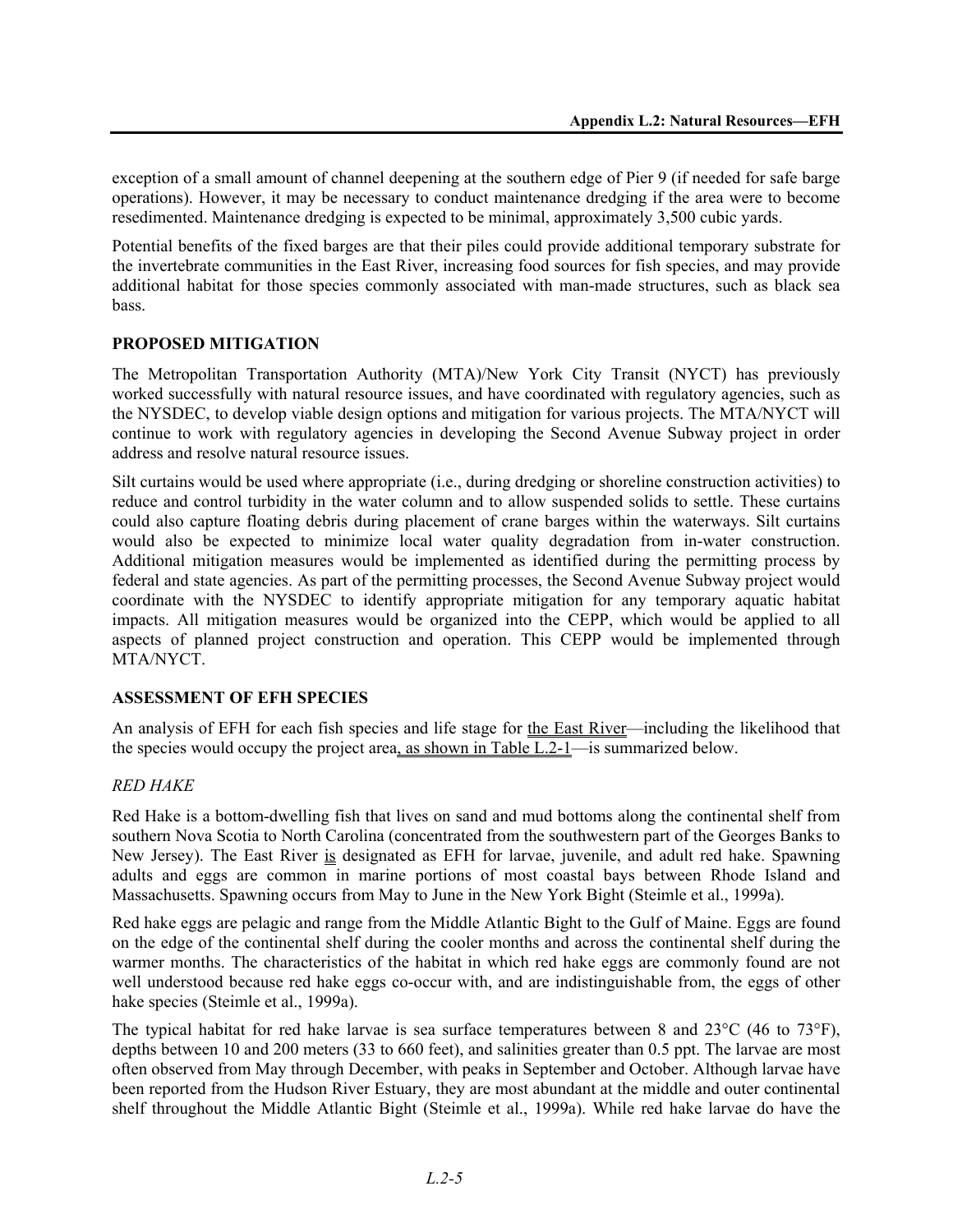exception of a small amount of channel deepening at the southern edge of Pier 9 (if needed for safe barge operations). However, it may be necessary to conduct maintenance dredging if the area were to become resedimented. Maintenance dredging is expected to be minimal, approximately 3,500 cubic yards.

Potential benefits of the fixed barges are that their piles could provide additional temporary substrate for the invertebrate communities in the East River, increasing food sources for fish species, and may provide additional habitat for those species commonly associated with man-made structures, such as black sea bass.

### PROPOSED MITIGATION

The Metropolitan Transportation Authority (MTA)/New York City Transit (NYCT) has previously worked successfully with natural resource issues, and have coordinated with regulatory agencies, such as the NYSDEC, to develop viable design options and mitigation for various projects. The MTA/NYCT will continue to work with regulatory agencies in developing the Second Avenue Subway project in order address and resolve natural resource issues.

Silt curtains would be used where appropriate (i.e., during dredging or shoreline construction activities) to reduce and control turbidity in the water column and to allow suspended solids to settle. These curtains could also capture floating debris during placement of crane barges within the waterways. Silt curtains would also be expected to minimize local water quality degradation from in-water construction. Additional mitigation measures would be implemented as identified during the permitting process by federal and state agencies. As part of the permitting processes, the Second Avenue Subway project would coordinate with the NYSDEC to identify appropriate mitigation for any temporary aquatic habitat impacts. All mitigation measures would be organized into the CEPP, which would be applied to all aspects of planned project construction and operation. This CEPP would be implemented through MTA/NYCT.

### ASSESSMENT OF EFH SPECIES

An analysis of EFH for each fish species and life stage for the East River—including the likelihood that the species would occupy the project area, as shown in Table L.2-1—is summarized below.

#### *RED HAKE*

Red Hake is a bottom-dwelling fish that lives on sand and mud bottoms along the continental shelf from southern Nova Scotia to North Carolina (concentrated from the southwestern part of the Georges Banks to New Jersey). The East River is designated as EFH for larvae, juvenile, and adult red hake. Spawning adults and eggs are common in marine portions of most coastal bays between Rhode Island and Massachusetts. Spawning occurs from May to June in the New York Bight (Steimle et al., 1999a).

Red hake eggs are pelagic and range from the Middle Atlantic Bight to the Gulf of Maine. Eggs are found on the edge of the continental shelf during the cooler months and across the continental shelf during the warmer months. The characteristics of the habitat in which red hake eggs are commonly found are not well understood because red hake eggs co-occur with, and are indistinguishable from, the eggs of other hake species (Steimle et al., 1999a).

The typical habitat for red hake larvae is sea surface temperatures between 8 and 23°C (46 to 73°F), depths between 10 and 200 meters (33 to 660 feet), and salinities greater than 0.5 ppt. The larvae are most often observed from May through December, with peaks in September and October. Although larvae have been reported from the Hudson River Estuary, they are most abundant at the middle and outer continental shelf throughout the Middle Atlantic Bight (Steimle et al., 1999a). While red hake larvae do have the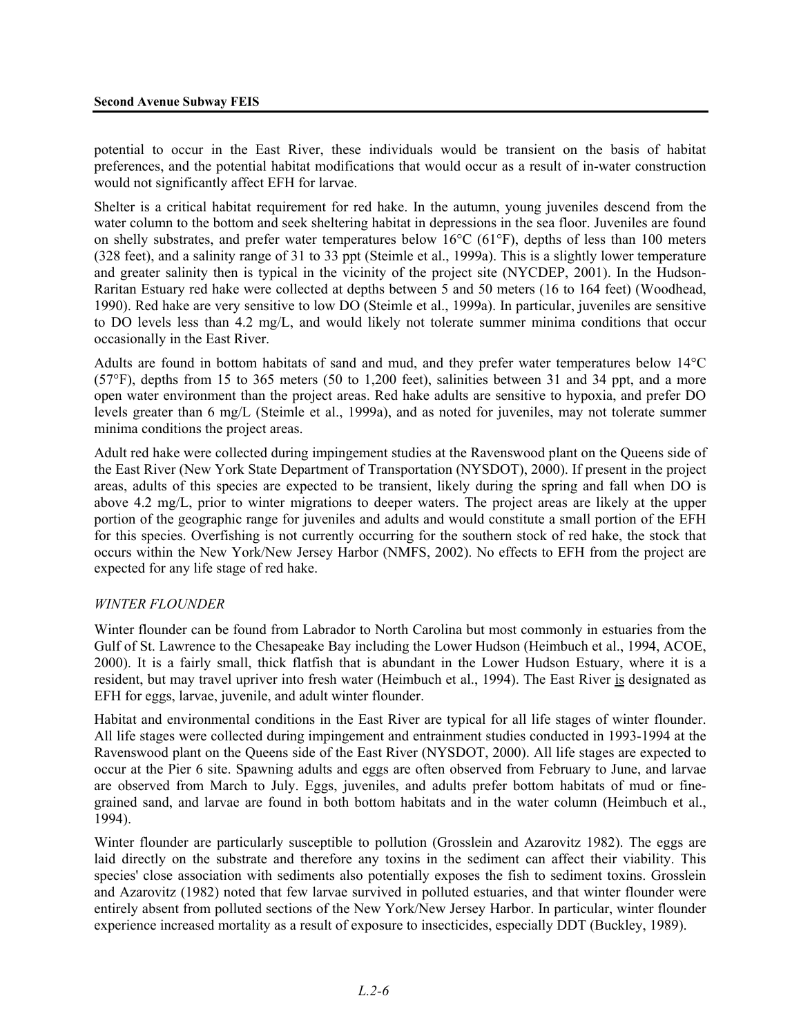potential to occur in the East River, these individuals would be transient on the basis of habitat preferences, and the potential habitat modifications that would occur as a result of in-water construction would not significantly affect EFH for larvae.

Shelter is a critical habitat requirement for red hake. In the autumn, young juveniles descend from the water column to the bottom and seek sheltering habitat in depressions in the sea floor. Juveniles are found on shelly substrates, and prefer water temperatures below 16°C (61°F), depths of less than 100 meters (328 feet), and a salinity range of 31 to 33 ppt (Steimle et al., 1999a). This is a slightly lower temperature and greater salinity then is typical in the vicinity of the project site (NYCDEP, 2001). In the Hudson-Raritan Estuary red hake were collected at depths between 5 and 50 meters (16 to 164 feet) (Woodhead, 1990). Red hake are very sensitive to low DO (Steimle et al., 1999a). In particular, juveniles are sensitive to DO levels less than 4.2 mg/L, and would likely not tolerate summer minima conditions that occur occasionally in the East River.

Adults are found in bottom habitats of sand and mud, and they prefer water temperatures below 14°C (57°F), depths from 15 to 365 meters (50 to 1,200 feet), salinities between 31 and 34 ppt, and a more open water environment than the project areas. Red hake adults are sensitive to hypoxia, and prefer DO levels greater than 6 mg/L (Steimle et al., 1999a), and as noted for juveniles, may not tolerate summer minima conditions the project areas.

Adult red hake were collected during impingement studies at the Ravenswood plant on the Queens side of the East River (New York State Department of Transportation (NYSDOT), 2000). If present in the project areas, adults of this species are expected to be transient, likely during the spring and fall when DO is above 4.2 mg/L, prior to winter migrations to deeper waters. The project areas are likely at the upper portion of the geographic range for juveniles and adults and would constitute a small portion of the EFH for this species. Overfishing is not currently occurring for the southern stock of red hake, the stock that occurs within the New York/New Jersey Harbor (NMFS, 2002). No effects to EFH from the project are expected for any life stage of red hake.

*WINTER FLOUNDER*

Winter flounder can be found from Labrador to North Carolina but most commonly in estuaries from the Gulf of St. Lawrence to the Chesapeake Bay including the Lower Hudson (Heimbuch et al., 1994, ACOE, 2000). It is a fairly small, thick flatfish that is abundant in the Lower Hudson Estuary, where it is a resident, but may travel upriver into fresh water (Heimbuch et al., 1994). The East River <u>is</u> designated as EFH for eggs, larvae, juvenile, and adult winter flounder.

Habitat and environmental conditions in the East River are typical for all life stages of winter flounder. All life stages were collected during impingement and entrainment studies conducted in 1993-1994 at the Ravenswood plant on the Queens side of the East River (NYSDOT, 2000). All life stages are expected to occur at the Pier 6 site. Spawning adults and eggs are often observed from February to June, and larvae are observed from March to July. Eggs, juveniles, and adults prefer bottom habitats of mud or fine-grained sand, and larvae are found in both bottom habitats and in the water column (Heimbuch et al., 1994).

Winter flounder are particularly susceptible to pollution (Grosslein and Azarovitz 1982). The eggs are laid directly on the substrate and therefore any toxins in the sediment can affect their viability. This species' close association with sediments also potentially exposes the fish to sediment toxins. Grosslein and Azarovitz (1982) noted that few larvae survived in polluted estuaries, and that winter flounder were entirely absent from polluted sections of the New York/New Jersey Harbor. In particular, winter flounder experience increased mortality as a result of exposure to insecticides, especially DDT (Buckley, 1989).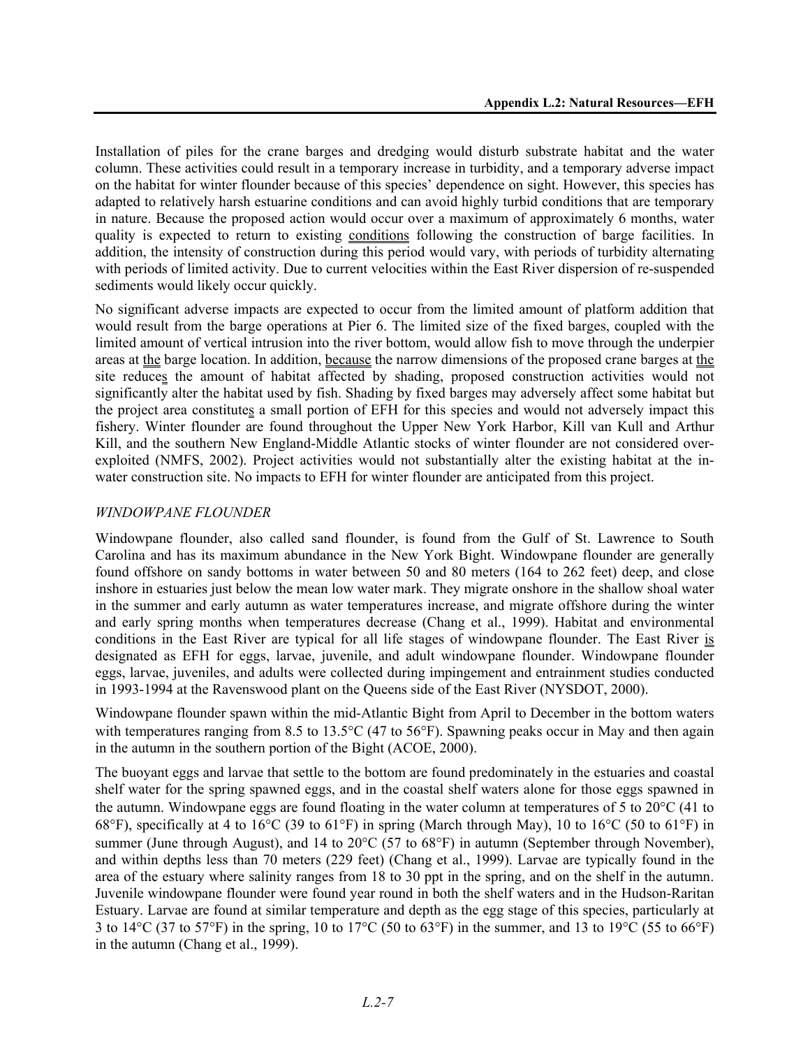Installation of piles for the crane barges and dredging would disturb substrate habitat and the water column. These activities could result in a temporary increase in turbidity, and a temporary adverse impact on the habitat for winter flounder because of this species' dependence on sight. However, this species has adapted to relatively harsh estuarine conditions and can avoid highly turbid conditions that are temporary in nature. Because the proposed action would occur over a maximum of approximately 6 months, water quality is expected to return to existing conditions following the construction of barge facilities. In addition, the intensity of construction during this period would vary, with periods of turbidity alternating with periods of limited activity. Due to current velocities within the East River dispersion of re-suspended sediments would likely occur quickly.

No significant adverse impacts are expected to occur from the limited amount of platform addition that would result from the barge operations at Pier 6. The limited size of the fixed barges, coupled with the limited amount of vertical intrusion into the river bottom, would allow fish to move through the underpier areas at the barge location. In addition, because the narrow dimensions of the proposed crane barges at the site reduces the amount of habitat affected by shading, proposed construction activities would not significantly alter the habitat used by fish. Shading by fixed barges may adversely affect some habitat but the project area constitutes a small portion of EFH for this species and would not adversely impact this fishery. Winter flounder are found throughout the Upper New York Harbor, Kill van Kull and Arthur Kill, and the southern New England-Middle Atlantic stocks of winter flounder are not considered over-exploited (NMFS, 2002). Project activities would not substantially alter the existing habitat at the in-water construction site. No impacts to EFH for winter flounder are anticipated from this project.

*WINDOWPANE FLOUNDER*

Windowpane flounder, also called sand flounder, is found from the Gulf of St. Lawrence to South Carolina and has its maximum abundance in the New York Bight. Windowpane flounder are generally found offshore on sandy bottoms in water between 50 and 80 meters (164 to 262 feet) deep, and close inshore in estuaries just below the mean low water mark. They migrate onshore in the shallow shoal water in the summer and early autumn as water temperatures increase, and migrate offshore during the winter and early spring months when temperatures decrease (Chang et al., 1999). Habitat and environmental conditions in the East River are typical for all life stages of windowpane flounder. The East River is designated as EFH for eggs, larvae, juvenile, and adult windowpane flounder. Windowpane flounder eggs, larvae, juveniles, and adults were collected during impingement and entrainment studies conducted in 1993-1994 at the Ravenswood plant on the Queens side of the East River (NYSDOT, 2000).

Windowpane flounder spawn within the mid-Atlantic Bight from April to December in the bottom waters with temperatures ranging from 8.5 to 13.5°C (47 to 56°F). Spawning peaks occur in May and then again in the autumn in the southern portion of the Bight (ACOE, 2000).

The buoyant eggs and larvae that settle to the bottom are found predominately in the estuaries and coastal shelf water for the spring spawned eggs, and in the coastal shelf waters alone for those eggs spawned in the autumn. Windowpane eggs are found floating in the water column at temperatures of 5 to 20°C (41 to 68°F), specifically at 4 to 16°C (39 to 61°F) in spring (March through May), 10 to 16°C (50 to 61°F) in summer (June through August), and 14 to 20°C (57 to 68°F) in autumn (September through November), and within depths less than 70 meters (229 feet) (Chang et al., 1999). Larvae are typically found in the area of the estuary where salinity ranges from 18 to 30 ppt in the spring, and on the shelf in the autumn. Juvenile windowpane flounder were found year round in both the shelf waters and in the Hudson-Raritan Estuary. Larvae are found at similar temperature and depth as the egg stage of this species, particularly at 3 to 14°C (37 to 57°F) in the spring, 10 to 17°C (50 to 63°F) in the summer, and 13 to 19°C (55 to 66°F) in the autumn (Chang et al., 1999).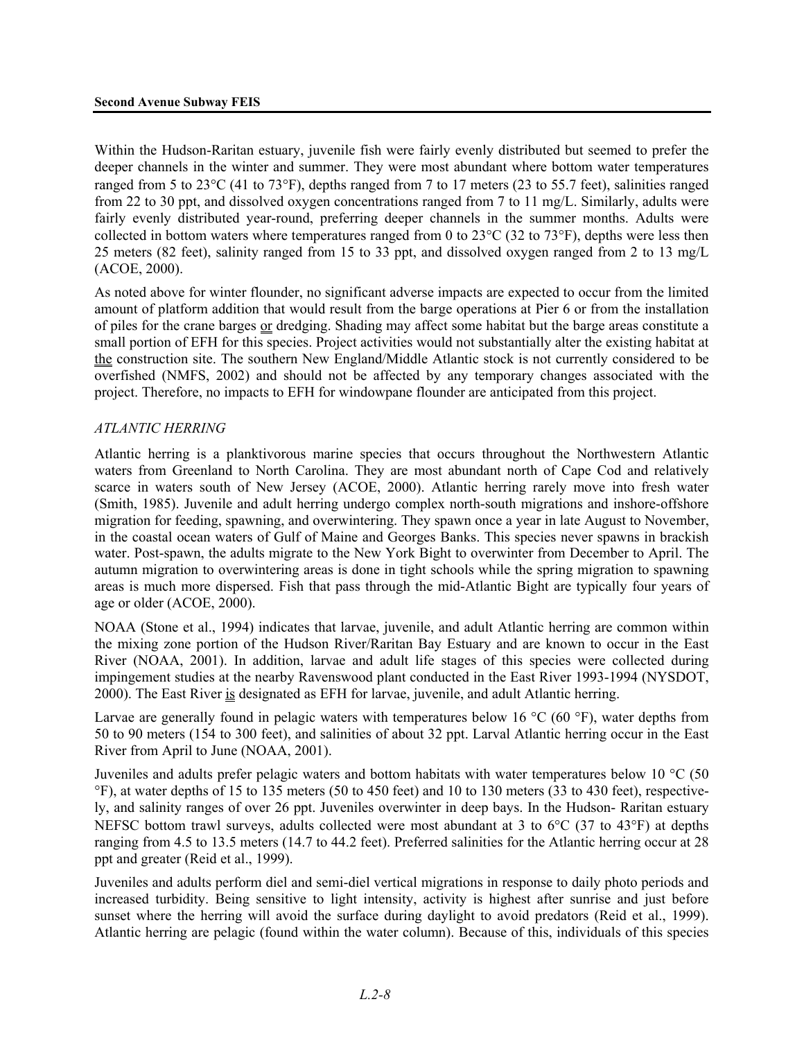Within the Hudson-Raritan estuary, juvenile fish were fairly evenly distributed but seemed to prefer the deeper channels in the winter and summer. They were most abundant where bottom water temperatures ranged from 5 to 23°C (41 to 73°F), depths ranged from 7 to 17 meters (23 to 55.7 feet), salinities ranged from 22 to 30 ppt, and dissolved oxygen concentrations ranged from 7 to 11 mg/L. Similarly, adults were fairly evenly distributed year-round, preferring deeper channels in the summer months. Adults were collected in bottom waters where temperatures ranged from 0 to 23°C (32 to 73°F), depths were less then 25 meters (82 feet), salinity ranged from 15 to 33 ppt, and dissolved oxygen ranged from 2 to 13 mg/L (ACOE, 2000).

As noted above for winter flounder, no significant adverse impacts are expected to occur from the limited amount of platform addition that would result from the barge operations at Pier 6 or from the installation of piles for the crane barges or dredging. Shading may affect some habitat but the barge areas constitute a small portion of EFH for this species. Project activities would not substantially alter the existing habitat at the construction site. The southern New England/Middle Atlantic stock is not currently considered to be overfished (NMFS, 2002) and should not be affected by any temporary changes associated with the project. Therefore, no impacts to EFH for windowpane flounder are anticipated from this project.

*ATLANTIC HERRING*

Atlantic herring is a planktivorous marine species that occurs throughout the Northwestern Atlantic waters from Greenland to North Carolina. They are most abundant north of Cape Cod and relatively scarce in waters south of New Jersey (ACOE, 2000). Atlantic herring rarely move into fresh water (Smith, 1985). Juvenile and adult herring undergo complex north-south migrations and inshore-offshore migration for feeding, spawning, and overwintering. They spawn once a year in late August to November, in the coastal ocean waters of Gulf of Maine and Georges Banks. This species never spawns in brackish water. Post-spawn, the adults migrate to the New York Bight to overwinter from December to April. The autumn migration to overwintering areas is done in tight schools while the spring migration to spawning areas is much more dispersed. Fish that pass through the mid-Atlantic Bight are typically four years of age or older (ACOE, 2000).

NOAA (Stone et al., 1994) indicates that larvae, juvenile, and adult Atlantic herring are common within the mixing zone portion of the Hudson River/Raritan Bay Estuary and are known to occur in the East River (NOAA, 2001). In addition, larvae and adult life stages of this species were collected during impingement studies at the nearby Ravenswood plant conducted in the East River 1993-1994 (NYSDOT, 2000). The East River is designated as EFH for larvae, juvenile, and adult Atlantic herring.

Larvae are generally found in pelagic waters with temperatures below 16 °C (60 °F), water depths from 50 to 90 meters (154 to 300 feet), and salinities of about 32 ppt. Larval Atlantic herring occur in the East River from April to June (NOAA, 2001).

Juveniles and adults prefer pelagic waters and bottom habitats with water temperatures below 10 °C (50 °F), at water depths of 15 to 135 meters (50 to 450 feet) and 10 to 130 meters (33 to 430 feet), respectively, and salinity ranges of over 26 ppt. Juveniles overwinter in deep bays. In the Hudson- Raritan estuary NEFSC bottom trawl surveys, adults collected were most abundant at 3 to 6°C (37 to 43°F) at depths ranging from 4.5 to 13.5 meters (14.7 to 44.2 feet). Preferred salinities for the Atlantic herring occur at 28 ppt and greater (Reid et al., 1999).

Juveniles and adults perform diel and semi-diel vertical migrations in response to daily photo periods and increased turbidity. Being sensitive to light intensity, activity is highest after sunrise and just before sunset where the herring will avoid the surface during daylight to avoid predators (Reid et al., 1999). Atlantic herring are pelagic (found within the water column). Because of this, individuals of this species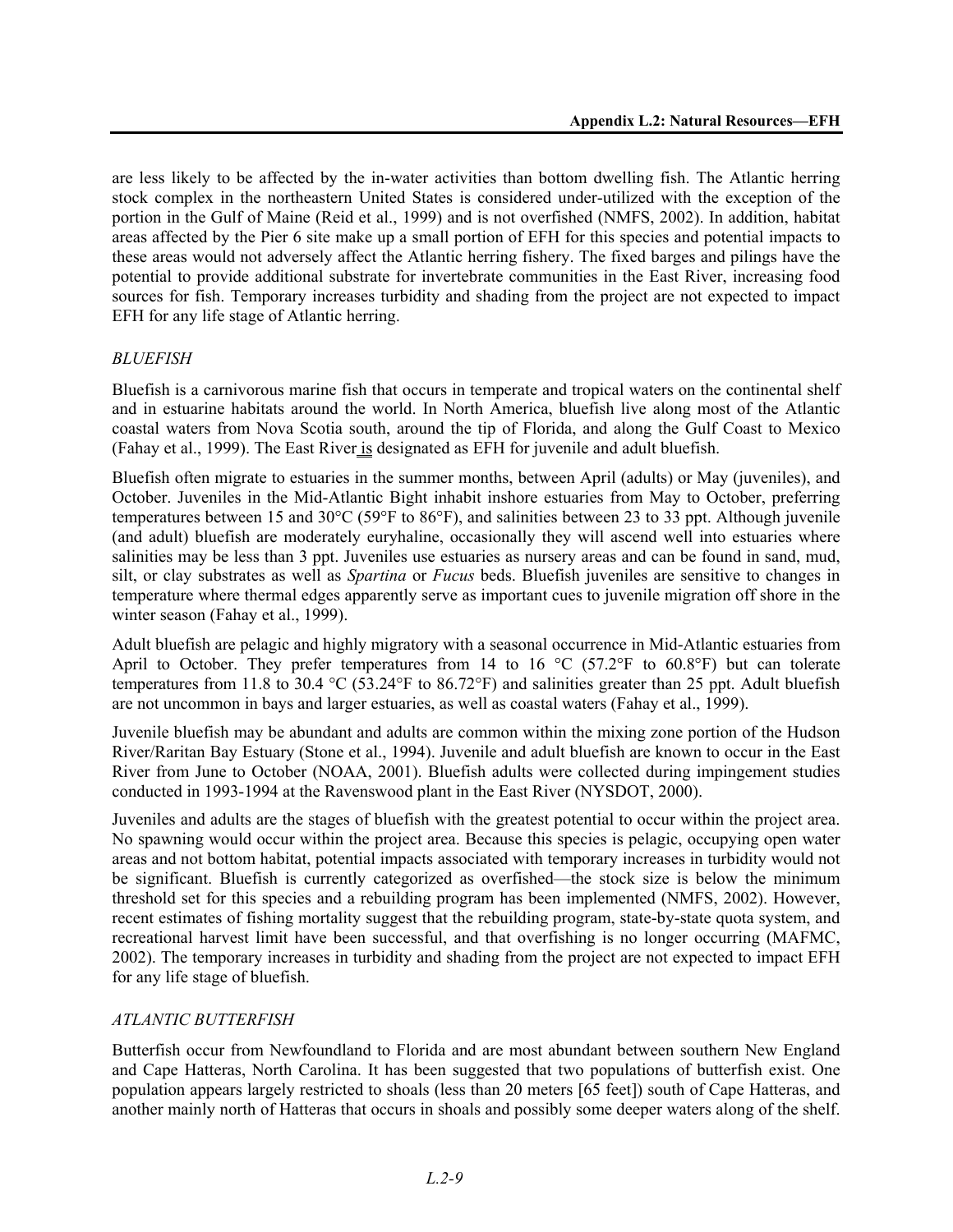are less likely to be affected by the in-water activities than bottom dwelling fish. The Atlantic herring stock complex in the northeastern United States is considered under-utilized with the exception of the portion in the Gulf of Maine (Reid et al., 1999) and is not overfished (NMFS, 2002). In addition, habitat areas affected by the Pier 6 site make up a small portion of EFH for this species and potential impacts to these areas would not adversely affect the Atlantic herring fishery. The fixed barges and pilings have the potential to provide additional substrate for invertebrate communities in the East River, increasing food sources for fish. Temporary increases turbidity and shading from the project are not expected to impact EFH for any life stage of Atlantic herring.

### *BLUEFISH*

Bluefish is a carnivorous marine fish that occurs in temperate and tropical waters on the continental shelf and in estuarine habitats around the world. In North America, bluefish live along most of the Atlantic coastal waters from Nova Scotia south, around the tip of Florida, and along the Gulf Coast to Mexico (Fahay et al., 1999). The East River is designated as EFH for juvenile and adult bluefish.

Bluefish often migrate to estuaries in the summer months, between April (adults) or May (juveniles), and October. Juveniles in the Mid-Atlantic Bight inhabit inshore estuaries from May to October, preferring temperatures between 15 and 30°C (59°F to 86°F), and salinities between 23 to 33 ppt. Although juvenile (and adult) bluefish are moderately euryhaline, occasionally they will ascend well into estuaries where salinities may be less than 3 ppt. Juveniles use estuaries as nursery areas and can be found in sand, mud, silt, or clay substrates as well as *Spartina* or *Fucus* beds. Bluefish juveniles are sensitive to changes in temperature where thermal edges apparently serve as important cues to juvenile migration off shore in the winter season (Fahay et al., 1999).

Adult bluefish are pelagic and highly migratory with a seasonal occurrence in Mid-Atlantic estuaries from April to October. They prefer temperatures from 14 to 16 °C (57.2°F to 60.8°F) but can tolerate temperatures from 11.8 to 30.4 °C (53.24°F to 86.72°F) and salinities greater than 25 ppt. Adult bluefish are not uncommon in bays and larger estuaries, as well as coastal waters (Fahay et al., 1999).

Juvenile bluefish may be abundant and adults are common within the mixing zone portion of the Hudson River/Raritan Bay Estuary (Stone et al., 1994). Juvenile and adult bluefish are known to occur in the East River from June to October (NOAA, 2001). Bluefish adults were collected during impingement studies conducted in 1993-1994 at the Ravenswood plant in the East River (NYSDOT, 2000).

Juveniles and adults are the stages of bluefish with the greatest potential to occur within the project area. No spawning would occur within the project area. Because this species is pelagic, occupying open water areas and not bottom habitat, potential impacts associated with temporary increases in turbidity would not be significant. Bluefish is currently categorized as overfished—the stock size is below the minimum threshold set for this species and a rebuilding program has been implemented (NMFS, 2002). However, recent estimates of fishing mortality suggest that the rebuilding program, state-by-state quota system, and recreational harvest limit have been successful, and that overfishing is no longer occurring (MAFMC, 2002). The temporary increases in turbidity and shading from the project are not expected to impact EFH for any life stage of bluefish.

### *ATLANTIC BUTTERFISH*

Butterfish occur from Newfoundland to Florida and are most abundant between southern New England and Cape Hatteras, North Carolina. It has been suggested that two populations of butterfish exist. One population appears largely restricted to shoals (less than 20 meters [65 feet]) south of Cape Hatteras, and another mainly north of Hatteras that occurs in shoals and possibly some deeper waters along of the shelf.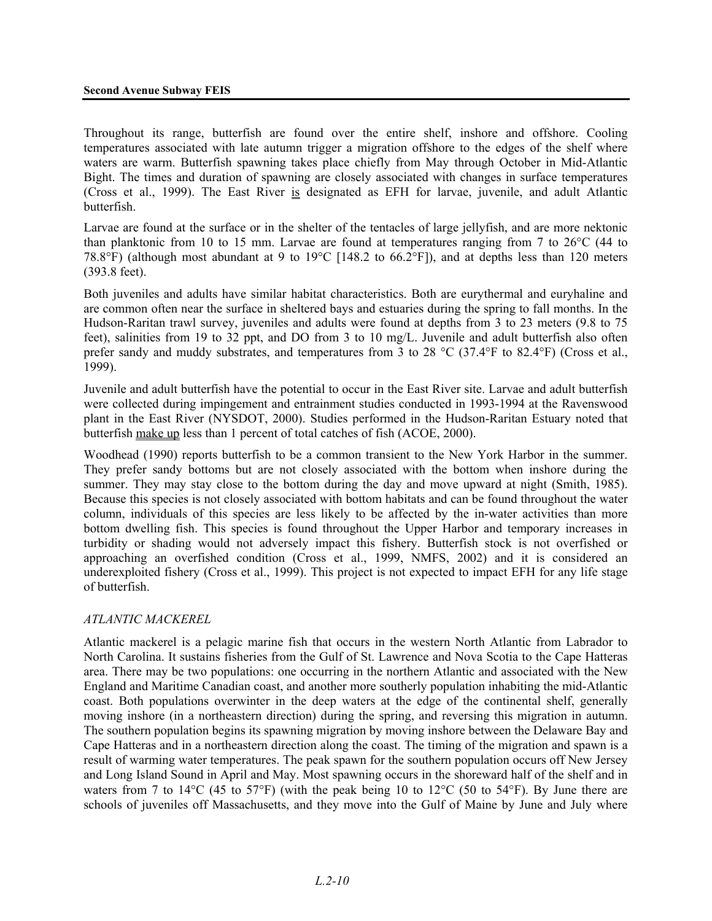Throughout its range, butterfish are found over the entire shelf, inshore and offshore. Cooling temperatures associated with late autumn trigger a migration offshore to the edges of the shelf where waters are warm. Butterfish spawning takes place chiefly from May through October in Mid-Atlantic Bight. The times and duration of spawning are closely associated with changes in surface temperatures (Cross et al., 1999). The East River <u>is</u> designated as EFH for larvae, juvenile, and adult Atlantic butterfish.

Larvae are found at the surface or in the shelter of the tentacles of large jellyfish, and are more nektonic than planktonic from 10 to 15 mm. Larvae are found at temperatures ranging from 7 to 26°C (44 to 78.8°F) (although most abundant at 9 to 19°C [148.2 to 66.2°F]), and at depths less than 120 meters (393.8 feet).

Both juveniles and adults have similar habitat characteristics. Both are eurythermal and euryhaline and are common often near the surface in sheltered bays and estuaries during the spring to fall months. In the Hudson-Raritan trawl survey, juveniles and adults were found at depths from 3 to 23 meters (9.8 to 75 feet), salinities from 19 to 32 ppt, and DO from 3 to 10 mg/L. Juvenile and adult butterfish also often prefer sandy and muddy substrates, and temperatures from 3 to 28 °C (37.4°F to 82.4°F) (Cross et al., 1999).

Juvenile and adult butterfish have the potential to occur in the East River site. Larvae and adult butterfish were collected during impingement and entrainment studies conducted in 1993-1994 at the Ravenswood plant in the East River (NYSDOT, 2000). Studies performed in the Hudson-Raritan Estuary noted that butterfish <u>make up</u> less than 1 percent of total catches of fish (ACOE, 2000).

Woodhead (1990) reports butterfish to be a common transient to the New York Harbor in the summer. They prefer sandy bottoms but are not closely associated with the bottom when inshore during the summer. They may stay close to the bottom during the day and move upward at night (Smith, 1985). Because this species is not closely associated with bottom habitats and can be found throughout the water column, individuals of this species are less likely to be affected by the in-water activities than more bottom dwelling fish. This species is found throughout the Upper Harbor and temporary increases in turbidity or shading would not adversely impact this fishery. Butterfish stock is not overfished or approaching an overfished condition (Cross et al., 1999, NMFS, 2002) and it is considered an underexploited fishery (Cross et al., 1999). This project is not expected to impact EFH for any life stage of butterfish.

*ATLANTIC MACKEREL*

Atlantic mackerel is a pelagic marine fish that occurs in the western North Atlantic from Labrador to North Carolina. It sustains fisheries from the Gulf of St. Lawrence and Nova Scotia to the Cape Hatteras area. There may be two populations: one occurring in the northern Atlantic and associated with the New England and Maritime Canadian coast, and another more southerly population inhabiting the mid-Atlantic coast. Both populations overwinter in the deep waters at the edge of the continental shelf, generally moving inshore (in a northeastern direction) during the spring, and reversing this migration in autumn. The southern population begins its spawning migration by moving inshore between the Delaware Bay and Cape Hatteras and in a northeastern direction along the coast. The timing of the migration and spawn is a result of warming water temperatures. The peak spawn for the southern population occurs off New Jersey and Long Island Sound in April and May. Most spawning occurs in the shoreward half of the shelf and in waters from 7 to 14°C (45 to 57°F) (with the peak being 10 to 12°C (50 to 54°F). By June there are schools of juveniles off Massachusetts, and they move into the Gulf of Maine by June and July where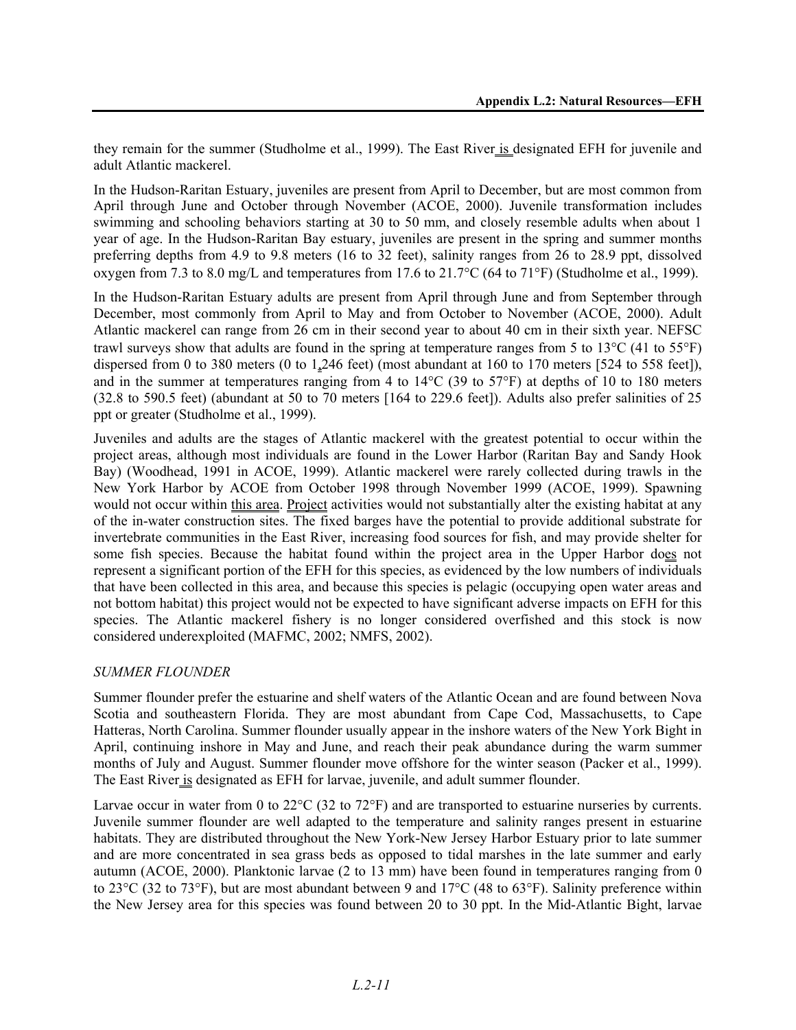they remain for the summer (Studholme et al., 1999). The East River is designated EFH for juvenile and adult Atlantic mackerel.

In the Hudson-Raritan Estuary, juveniles are present from April to December, but are most common from April through June and October through November (ACOE, 2000). Juvenile transformation includes swimming and schooling behaviors starting at 30 to 50 mm, and closely resemble adults when about 1 year of age. In the Hudson-Raritan Bay estuary, juveniles are present in the spring and summer months preferring depths from 4.9 to 9.8 meters (16 to 32 feet), salinity ranges from 26 to 28.9 ppt, dissolved oxygen from 7.3 to 8.0 mg/L and temperatures from 17.6 to 21.7°C (64 to 71°F) (Studholme et al., 1999).

In the Hudson-Raritan Estuary adults are present from April through June and from September through December, most commonly from April to May and from October to November (ACOE, 2000). Adult Atlantic mackerel can range from 26 cm in their second year to about 40 cm in their sixth year. NEFSC trawl surveys show that adults are found in the spring at temperature ranges from 5 to 13°C (41 to 55°F) dispersed from 0 to 380 meters (0 to 1,246 feet) (most abundant at 160 to 170 meters [524 to 558 feet]), and in the summer at temperatures ranging from 4 to 14°C (39 to 57°F) at depths of 10 to 180 meters (32.8 to 590.5 feet) (abundant at 50 to 70 meters [164 to 229.6 feet]). Adults also prefer salinities of 25 ppt or greater (Studholme et al., 1999).

Juveniles and adults are the stages of Atlantic mackerel with the greatest potential to occur within the project areas, although most individuals are found in the Lower Harbor (Raritan Bay and Sandy Hook Bay) (Woodhead, 1991 in ACOE, 1999). Atlantic mackerel were rarely collected during trawls in the New York Harbor by ACOE from October 1998 through November 1999 (ACOE, 1999). Spawning would not occur within this area. Project activities would not substantially alter the existing habitat at any of the in-water construction sites. The fixed barges have the potential to provide additional substrate for invertebrate communities in the East River, increasing food sources for fish, and may provide shelter for some fish species. Because the habitat found within the project area in the Upper Harbor does not represent a significant portion of the EFH for this species, as evidenced by the low numbers of individuals that have been collected in this area, and because this species is pelagic (occupying open water areas and not bottom habitat) this project would not be expected to have significant adverse impacts on EFH for this species. The Atlantic mackerel fishery is no longer considered overfished and this stock is now considered underexploited (MAFMC, 2002; NMFS, 2002).

*SUMMER FLOUNDER*

Summer flounder prefer the estuarine and shelf waters of the Atlantic Ocean and are found between Nova Scotia and southeastern Florida. They are most abundant from Cape Cod, Massachusetts, to Cape Hatteras, North Carolina. Summer flounder usually appear in the inshore waters of the New York Bight in April, continuing inshore in May and June, and reach their peak abundance during the warm summer months of July and August. Summer flounder move offshore for the winter season (Packer et al., 1999). The East River is designated as EFH for larvae, juvenile, and adult summer flounder.

Larvae occur in water from 0 to 22°C (32 to 72°F) and are transported to estuarine nurseries by currents. Juvenile summer flounder are well adapted to the temperature and salinity ranges present in estuarine habitats. They are distributed throughout the New York-New Jersey Harbor Estuary prior to late summer and are more concentrated in sea grass beds as opposed to tidal marshes in the late summer and early autumn (ACOE, 2000). Planktonic larvae (2 to 13 mm) have been found in temperatures ranging from 0 to 23°C (32 to 73°F), but are most abundant between 9 and 17°C (48 to 63°F). Salinity preference within the New Jersey area for this species was found between 20 to 30 ppt. In the Mid-Atlantic Bight, larvae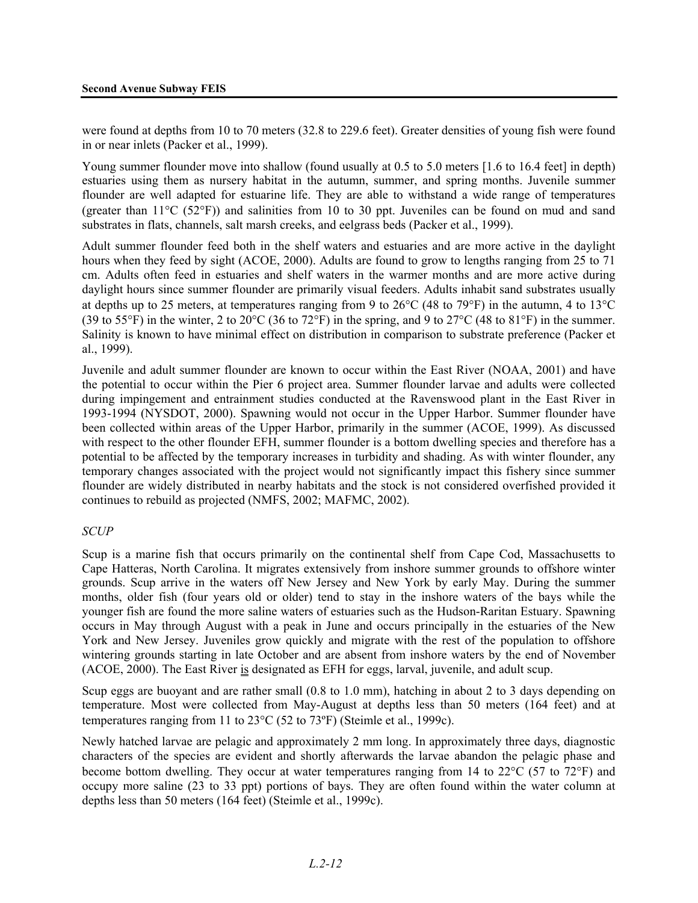were found at depths from 10 to 70 meters (32.8 to 229.6 feet). Greater densities of young fish were found in or near inlets (Packer et al., 1999).

Young summer flounder move into shallow (found usually at 0.5 to 5.0 meters [1.6 to 16.4 feet] in depth) estuaries using them as nursery habitat in the autumn, summer, and spring months. Juvenile summer flounder are well adapted for estuarine life. They are able to withstand a wide range of temperatures (greater than 11°C (52°F)) and salinities from 10 to 30 ppt. Juveniles can be found on mud and sand substrates in flats, channels, salt marsh creeks, and eelgrass beds (Packer et al., 1999).

Adult summer flounder feed both in the shelf waters and estuaries and are more active in the daylight hours when they feed by sight (ACOE, 2000). Adults are found to grow to lengths ranging from 25 to 71 cm. Adults often feed in estuaries and shelf waters in the warmer months and are more active during daylight hours since summer flounder are primarily visual feeders. Adults inhabit sand substrates usually at depths up to 25 meters, at temperatures ranging from 9 to 26°C (48 to 79°F) in the autumn, 4 to 13°C (39 to 55°F) in the winter, 2 to 20°C (36 to 72°F) in the spring, and 9 to 27°C (48 to 81°F) in the summer. Salinity is known to have minimal effect on distribution in comparison to substrate preference (Packer et al., 1999).

Juvenile and adult summer flounder are known to occur within the East River (NOAA, 2001) and have the potential to occur within the Pier 6 project area. Summer flounder larvae and adults were collected during impingement and entrainment studies conducted at the Ravenswood plant in the East River in 1993-1994 (NYSDOT, 2000). Spawning would not occur in the Upper Harbor. Summer flounder have been collected within areas of the Upper Harbor, primarily in the summer (ACOE, 1999). As discussed with respect to the other flounder EFH, summer flounder is a bottom dwelling species and therefore has a potential to be affected by the temporary increases in turbidity and shading. As with winter flounder, any temporary changes associated with the project would not significantly impact this fishery since summer flounder are widely distributed in nearby habitats and the stock is not considered overfished provided it continues to rebuild as projected (NMFS, 2002; MAFMC, 2002).

*SCUP*

Scup is a marine fish that occurs primarily on the continental shelf from Cape Cod, Massachusetts to Cape Hatteras, North Carolina. It migrates extensively from inshore summer grounds to offshore winter grounds. Scup arrive in the waters off New Jersey and New York by early May. During the summer months, older fish (four years old or older) tend to stay in the inshore waters of the bays while the younger fish are found the more saline waters of estuaries such as the Hudson-Raritan Estuary. Spawning occurs in May through August with a peak in June and occurs principally in the estuaries of the New York and New Jersey. Juveniles grow quickly and migrate with the rest of the population to offshore wintering grounds starting in late October and are absent from inshore waters by the end of November (ACOE, 2000). The East River is designated as EFH for eggs, larval, juvenile, and adult scup.

Scup eggs are buoyant and are rather small (0.8 to 1.0 mm), hatching in about 2 to 3 days depending on temperature. Most were collected from May-August at depths less than 50 meters (164 feet) and at temperatures ranging from 11 to 23°C (52 to 73ºF) (Steimle et al., 1999c).

Newly hatched larvae are pelagic and approximately 2 mm long. In approximately three days, diagnostic characters of the species are evident and shortly afterwards the larvae abandon the pelagic phase and become bottom dwelling. They occur at water temperatures ranging from 14 to 22°C (57 to 72°F) and occupy more saline (23 to 33 ppt) portions of bays. They are often found within the water column at depths less than 50 meters (164 feet) (Steimle et al., 1999c).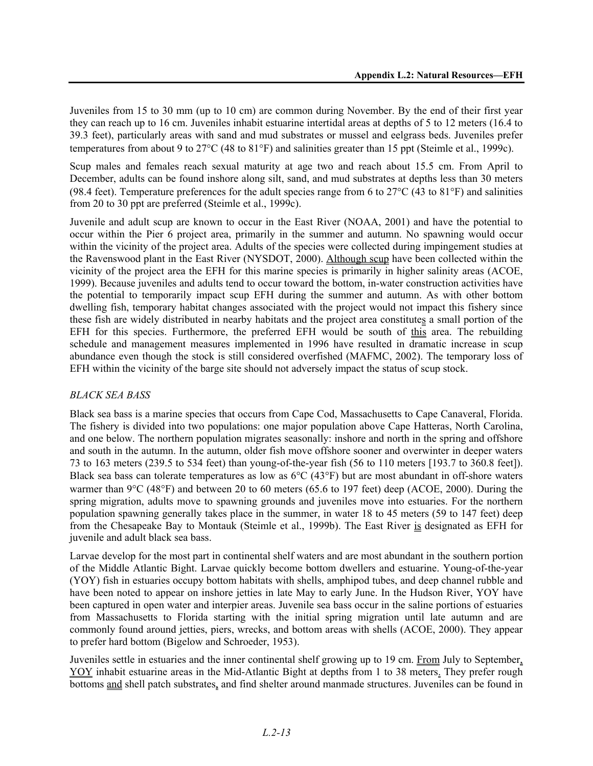Juveniles from 15 to 30 mm (up to 10 cm) are common during November. By the end of their first year they can reach up to 16 cm. Juveniles inhabit estuarine intertidal areas at depths of 5 to 12 meters (16.4 to 39.3 feet), particularly areas with sand and mud substrates or mussel and eelgrass beds. Juveniles prefer temperatures from about 9 to 27°C (48 to 81°F) and salinities greater than 15 ppt (Steimle et al., 1999c).

Scup males and females reach sexual maturity at age two and reach about 15.5 cm. From April to December, adults can be found inshore along silt, sand, and mud substrates at depths less than 30 meters (98.4 feet). Temperature preferences for the adult species range from 6 to 27°C (43 to 81°F) and salinities from 20 to 30 ppt are preferred (Steimle et al., 1999c).

Juvenile and adult scup are known to occur in the East River (NOAA, 2001) and have the potential to occur within the Pier 6 project area, primarily in the summer and autumn. No spawning would occur within the vicinity of the project area. Adults of the species were collected during impingement studies at the Ravenswood plant in the East River (NYSDOT, 2000). Although scup have been collected within the vicinity of the project area the EFH for this marine species is primarily in higher salinity areas (ACOE, 1999). Because juveniles and adults tend to occur toward the bottom, in-water construction activities have the potential to temporarily impact scup EFH during the summer and autumn. As with other bottom dwelling fish, temporary habitat changes associated with the project would not impact this fishery since these fish are widely distributed in nearby habitats and the project area constitutes a small portion of the EFH for this species. Furthermore, the preferred EFH would be south of this area. The rebuilding schedule and management measures implemented in 1996 have resulted in dramatic increase in scup abundance even though the stock is still considered overfished (MAFMC, 2002). The temporary loss of EFH within the vicinity of the barge site should not adversely impact the status of scup stock.

*BLACK SEA BASS*

Black sea bass is a marine species that occurs from Cape Cod, Massachusetts to Cape Canaveral, Florida. The fishery is divided into two populations: one major population above Cape Hatteras, North Carolina, and one below. The northern population migrates seasonally: inshore and north in the spring and offshore and south in the autumn. In the autumn, older fish move offshore sooner and overwinter in deeper waters 73 to 163 meters (239.5 to 534 feet) than young-of-the-year fish (56 to 110 meters [193.7 to 360.8 feet]). Black sea bass can tolerate temperatures as low as 6°C (43°F) but are most abundant in off-shore waters warmer than 9°C (48°F) and between 20 to 60 meters (65.6 to 197 feet) deep (ACOE, 2000). During the spring migration, adults move to spawning grounds and juveniles move into estuaries. For the northern population spawning generally takes place in the summer, in water 18 to 45 meters (59 to 147 feet) deep from the Chesapeake Bay to Montauk (Steimle et al., 1999b). The East River is designated as EFH for juvenile and adult black sea bass.

Larvae develop for the most part in continental shelf waters and are most abundant in the southern portion of the Middle Atlantic Bight. Larvae quickly become bottom dwellers and estuarine. Young-of-the-year (YOY) fish in estuaries occupy bottom habitats with shells, amphipod tubes, and deep channel rubble and have been noted to appear on inshore jetties in late May to early June. In the Hudson River, YOY have been captured in open water and interpier areas. Juvenile sea bass occur in the saline portions of estuaries from Massachusetts to Florida starting with the initial spring migration until late autumn and are commonly found around jetties, piers, wrecks, and bottom areas with shells (ACOE, 2000). They appear to prefer hard bottom (Bigelow and Schroeder, 1953).

Juveniles settle in estuaries and the inner continental shelf growing up to 19 cm. From July to September, YOY inhabit estuarine areas in the Mid-Atlantic Bight at depths from 1 to 38 meters. They prefer rough bottoms and shell patch substrates, and find shelter around manmade structures. Juveniles can be found in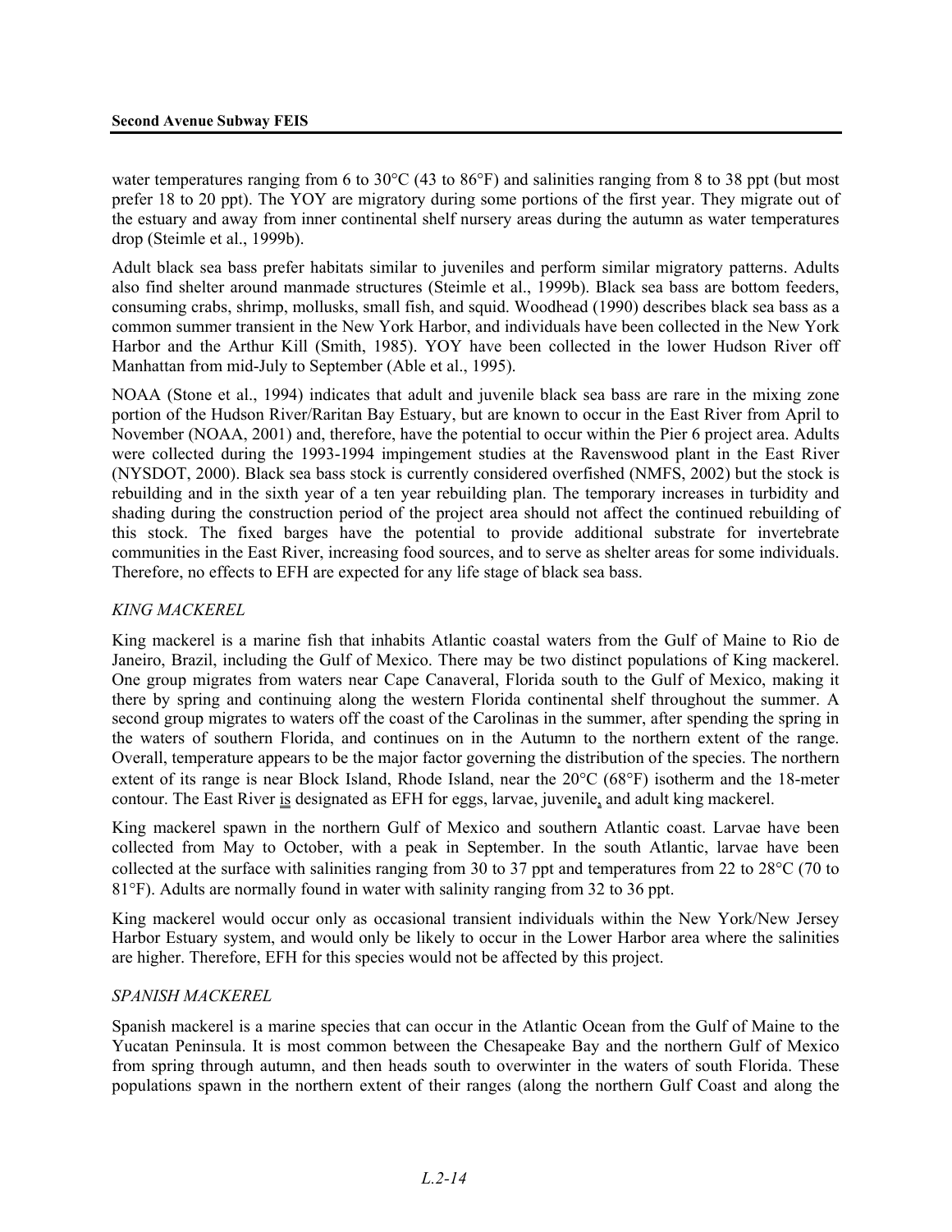water temperatures ranging from 6 to 30°C (43 to 86°F) and salinities ranging from 8 to 38 ppt (but most prefer 18 to 20 ppt). The YOY are migratory during some portions of the first year. They migrate out of the estuary and away from inner continental shelf nursery areas during the autumn as water temperatures drop (Steimle et al., 1999b).

Adult black sea bass prefer habitats similar to juveniles and perform similar migratory patterns. Adults also find shelter around manmade structures (Steimle et al., 1999b). Black sea bass are bottom feeders, consuming crabs, shrimp, mollusks, small fish, and squid. Woodhead (1990) describes black sea bass as a common summer transient in the New York Harbor, and individuals have been collected in the New York Harbor and the Arthur Kill (Smith, 1985). YOY have been collected in the lower Hudson River off Manhattan from mid-July to September (Able et al., 1995).

NOAA (Stone et al., 1994) indicates that adult and juvenile black sea bass are rare in the mixing zone portion of the Hudson River/Raritan Bay Estuary, but are known to occur in the East River from April to November (NOAA, 2001) and, therefore, have the potential to occur within the Pier 6 project area. Adults were collected during the 1993-1994 impingement studies at the Ravenswood plant in the East River (NYSDOT, 2000). Black sea bass stock is currently considered overfished (NMFS, 2002) but the stock is rebuilding and in the sixth year of a ten year rebuilding plan. The temporary increases in turbidity and shading during the construction period of the project area should not affect the continued rebuilding of this stock. The fixed barges have the potential to provide additional substrate for invertebrate communities in the East River, increasing food sources, and to serve as shelter areas for some individuals. Therefore, no effects to EFH are expected for any life stage of black sea bass.

*KING MACKEREL*

King mackerel is a marine fish that inhabits Atlantic coastal waters from the Gulf of Maine to Rio de Janeiro, Brazil, including the Gulf of Mexico. There may be two distinct populations of King mackerel. One group migrates from waters near Cape Canaveral, Florida south to the Gulf of Mexico, making it there by spring and continuing along the western Florida continental shelf throughout the summer. A second group migrates to waters off the coast of the Carolinas in the summer, after spending the spring in the waters of southern Florida, and continues on in the Autumn to the northern extent of the range. Overall, temperature appears to be the major factor governing the distribution of the species. The northern extent of its range is near Block Island, Rhode Island, near the 20°C (68°F) isotherm and the 18-meter contour. The East River is designated as EFH for eggs, larvae, juvenile, and adult king mackerel.

King mackerel spawn in the northern Gulf of Mexico and southern Atlantic coast. Larvae have been collected from May to October, with a peak in September. In the south Atlantic, larvae have been collected at the surface with salinities ranging from 30 to 37 ppt and temperatures from 22 to 28°C (70 to 81°F). Adults are normally found in water with salinity ranging from 32 to 36 ppt.

King mackerel would occur only as occasional transient individuals within the New York/New Jersey Harbor Estuary system, and would only be likely to occur in the Lower Harbor area where the salinities are higher. Therefore, EFH for this species would not be affected by this project.

*SPANISH MACKEREL*

Spanish mackerel is a marine species that can occur in the Atlantic Ocean from the Gulf of Maine to the Yucatan Peninsula. It is most common between the Chesapeake Bay and the northern Gulf of Mexico from spring through autumn, and then heads south to overwinter in the waters of south Florida. These populations spawn in the northern extent of their ranges (along the northern Gulf Coast and along the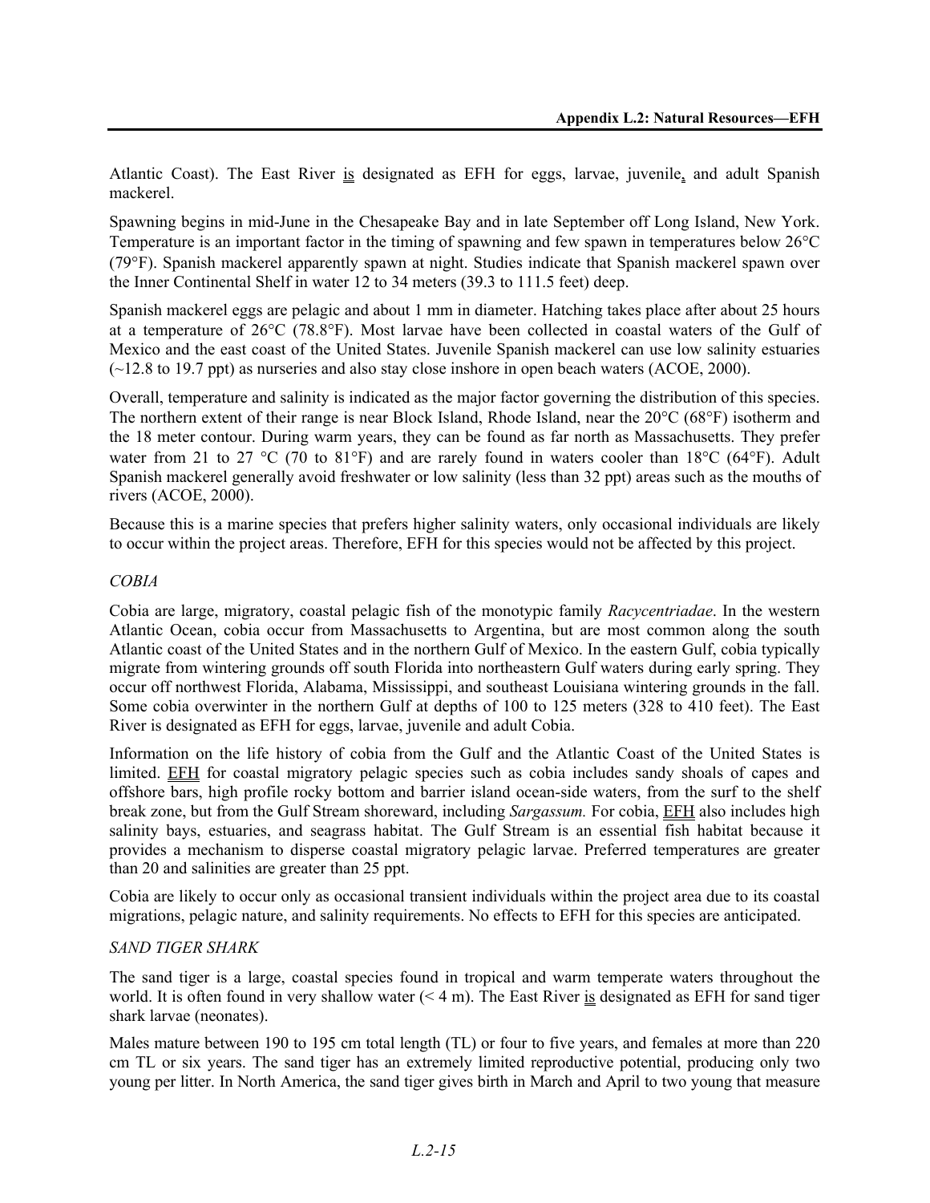Atlantic Coast). The East River is designated as EFH for eggs, larvae, juvenile, and adult Spanish mackerel.

Spawning begins in mid-June in the Chesapeake Bay and in late September off Long Island, New York. Temperature is an important factor in the timing of spawning and few spawn in temperatures below 26°C (79°F). Spanish mackerel apparently spawn at night. Studies indicate that Spanish mackerel spawn over the Inner Continental Shelf in water 12 to 34 meters (39.3 to 111.5 feet) deep.

Spanish mackerel eggs are pelagic and about 1 mm in diameter. Hatching takes place after about 25 hours at a temperature of 26°C (78.8°F). Most larvae have been collected in coastal waters of the Gulf of Mexico and the east coast of the United States. Juvenile Spanish mackerel can use low salinity estuaries (~12.8 to 19.7 ppt) as nurseries and also stay close inshore in open beach waters (ACOE, 2000).

Overall, temperature and salinity is indicated as the major factor governing the distribution of this species. The northern extent of their range is near Block Island, Rhode Island, near the 20°C (68°F) isotherm and the 18 meter contour. During warm years, they can be found as far north as Massachusetts. They prefer water from 21 to 27 °C (70 to 81°F) and are rarely found in waters cooler than 18°C (64°F). Adult Spanish mackerel generally avoid freshwater or low salinity (less than 32 ppt) areas such as the mouths of rivers (ACOE, 2000).

Because this is a marine species that prefers higher salinity waters, only occasional individuals are likely to occur within the project areas. Therefore, EFH for this species would not be affected by this project.

*COBIA*

Cobia are large, migratory, coastal pelagic fish of the monotypic family *Racycentriadae*. In the western Atlantic Ocean, cobia occur from Massachusetts to Argentina, but are most common along the south Atlantic coast of the United States and in the northern Gulf of Mexico. In the eastern Gulf, cobia typically migrate from wintering grounds off south Florida into northeastern Gulf waters during early spring. They occur off northwest Florida, Alabama, Mississippi, and southeast Louisiana wintering grounds in the fall. Some cobia overwinter in the northern Gulf at depths of 100 to 125 meters (328 to 410 feet). The East River is designated as EFH for eggs, larvae, juvenile and adult Cobia.

Information on the life history of cobia from the Gulf and the Atlantic Coast of the United States is limited. EFH for coastal migratory pelagic species such as cobia includes sandy shoals of capes and offshore bars, high profile rocky bottom and barrier island ocean-side waters, from the surf to the shelf break zone, but from the Gulf Stream shoreward, including *Sargassum.* For cobia, EFH also includes high salinity bays, estuaries, and seagrass habitat. The Gulf Stream is an essential fish habitat because it provides a mechanism to disperse coastal migratory pelagic larvae. Preferred temperatures are greater than 20 and salinities are greater than 25 ppt.

Cobia are likely to occur only as occasional transient individuals within the project area due to its coastal migrations, pelagic nature, and salinity requirements. No effects to EFH for this species are anticipated.

*SAND TIGER SHARK*

The sand tiger is a large, coastal species found in tropical and warm temperate waters throughout the world. It is often found in very shallow water (< 4 m). The East River is designated as EFH for sand tiger shark larvae (neonates).

Males mature between 190 to 195 cm total length (TL) or four to five years, and females at more than 220 cm TL or six years. The sand tiger has an extremely limited reproductive potential, producing only two young per litter. In North America, the sand tiger gives birth in March and April to two young that measure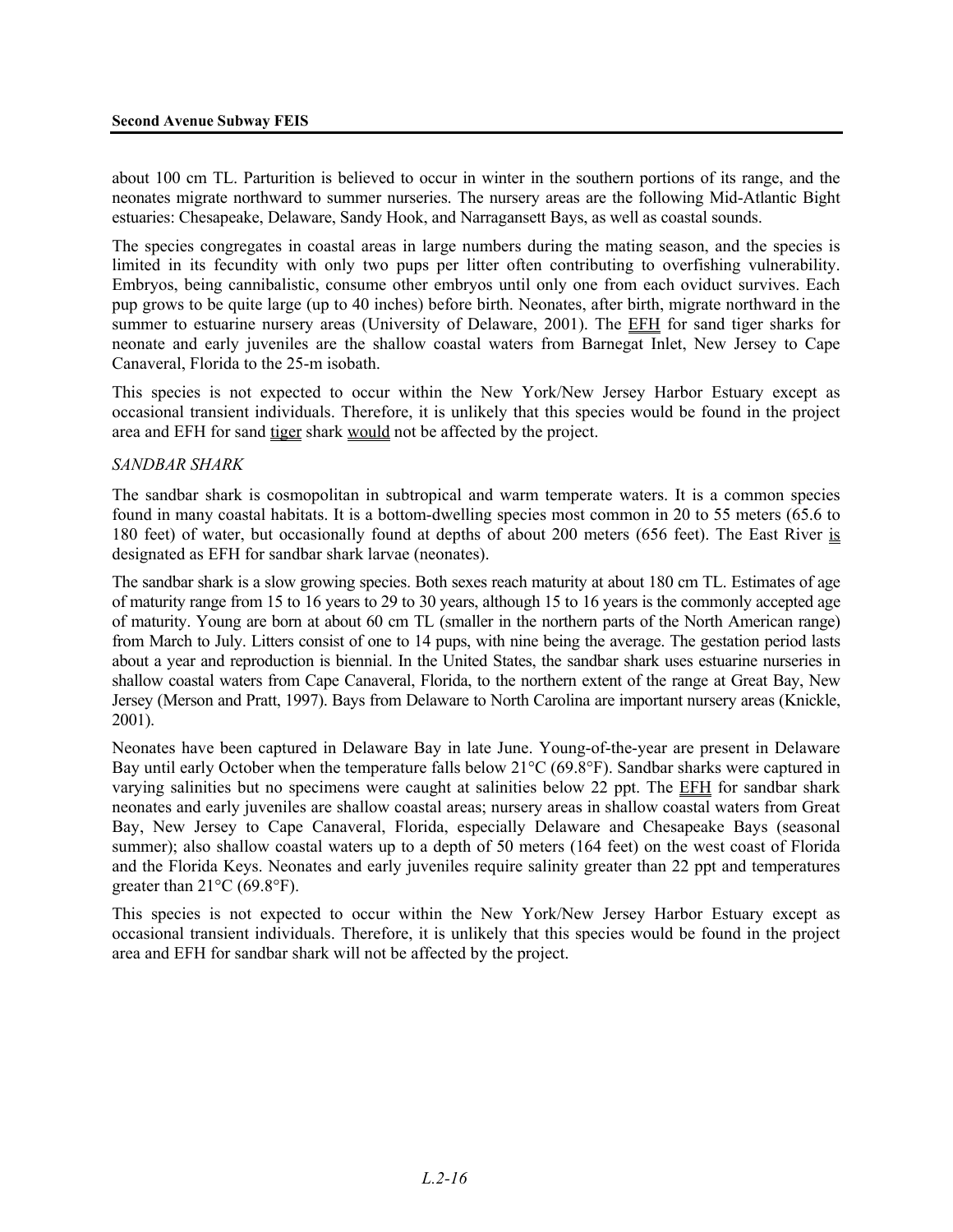about 100 cm TL. Parturition is believed to occur in winter in the southern portions of its range, and the neonates migrate northward to summer nurseries. The nursery areas are the following Mid-Atlantic Bight estuaries: Chesapeake, Delaware, Sandy Hook, and Narragansett Bays, as well as coastal sounds.

The species congregates in coastal areas in large numbers during the mating season, and the species is limited in its fecundity with only two pups per litter often contributing to overfishing vulnerability. Embryos, being cannibalistic, consume other embryos until only one from each oviduct survives. Each pup grows to be quite large (up to 40 inches) before birth. Neonates, after birth, migrate northward in the summer to estuarine nursery areas (University of Delaware, 2001). The EFH for sand tiger sharks for neonate and early juveniles are the shallow coastal waters from Barnegat Inlet, New Jersey to Cape Canaveral, Florida to the 25-m isobath.

This species is not expected to occur within the New York/New Jersey Harbor Estuary except as occasional transient individuals. Therefore, it is unlikely that this species would be found in the project area and EFH for sand tiger shark would not be affected by the project.

*SANDBAR SHARK*

The sandbar shark is cosmopolitan in subtropical and warm temperate waters. It is a common species found in many coastal habitats. It is a bottom-dwelling species most common in 20 to 55 meters (65.6 to 180 feet) of water, but occasionally found at depths of about 200 meters (656 feet). The East River is designated as EFH for sandbar shark larvae (neonates).

The sandbar shark is a slow growing species. Both sexes reach maturity at about 180 cm TL. Estimates of age of maturity range from 15 to 16 years to 29 to 30 years, although 15 to 16 years is the commonly accepted age of maturity. Young are born at about 60 cm TL (smaller in the northern parts of the North American range) from March to July. Litters consist of one to 14 pups, with nine being the average. The gestation period lasts about a year and reproduction is biennial. In the United States, the sandbar shark uses estuarine nurseries in shallow coastal waters from Cape Canaveral, Florida, to the northern extent of the range at Great Bay, New Jersey (Merson and Pratt, 1997). Bays from Delaware to North Carolina are important nursery areas (Knickle, 2001).

Neonates have been captured in Delaware Bay in late June. Young-of-the-year are present in Delaware Bay until early October when the temperature falls below 21°C (69.8°F). Sandbar sharks were captured in varying salinities but no specimens were caught at salinities below 22 ppt. The EFH for sandbar shark neonates and early juveniles are shallow coastal areas; nursery areas in shallow coastal waters from Great Bay, New Jersey to Cape Canaveral, Florida, especially Delaware and Chesapeake Bays (seasonal summer); also shallow coastal waters up to a depth of 50 meters (164 feet) on the west coast of Florida and the Florida Keys. Neonates and early juveniles require salinity greater than 22 ppt and temperatures greater than 21°C (69.8°F).

This species is not expected to occur within the New York/New Jersey Harbor Estuary except as occasional transient individuals. Therefore, it is unlikely that this species would be found in the project area and EFH for sandbar shark will not be affected by the project.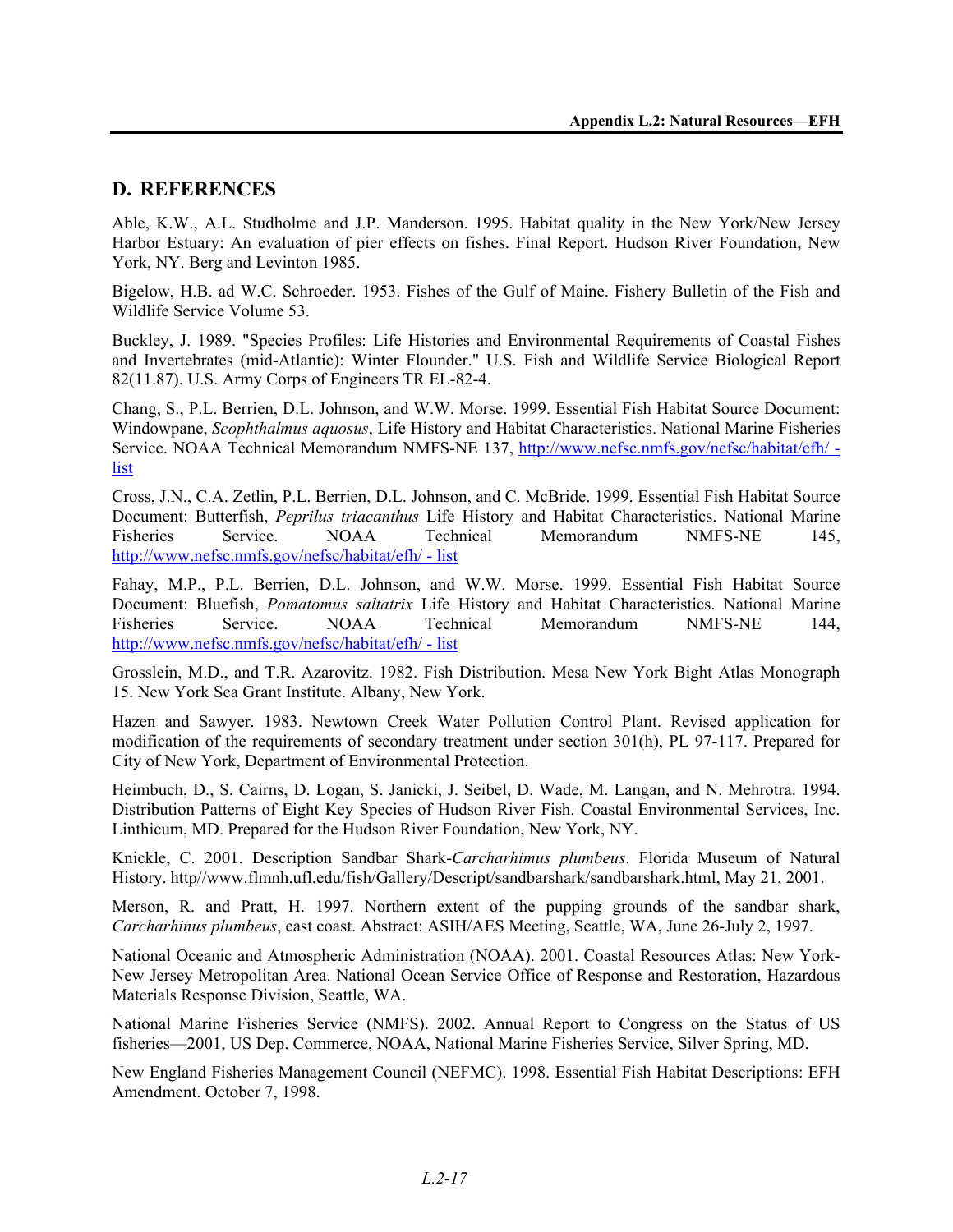## D. REFERENCES

Able, K.W., A.L. Studholme and J.P. Manderson. 1995. Habitat quality in the New York/New Jersey Harbor Estuary: An evaluation of pier effects on fishes. Final Report. Hudson River Foundation, New York, NY. Berg and Levinton 1985.

Bigelow, H.B. ad W.C. Schroeder. 1953. Fishes of the Gulf of Maine. Fishery Bulletin of the Fish and Wildlife Service Volume 53.

Buckley, J. 1989. "Species Profiles: Life Histories and Environmental Requirements of Coastal Fishes and Invertebrates (mid-Atlantic): Winter Flounder." U.S. Fish and Wildlife Service Biological Report 82(11.87). U.S. Army Corps of Engineers TR EL-82-4.

Chang, S., P.L. Berrien, D.L. Johnson, and W.W. Morse. 1999. Essential Fish Habitat Source Document: Windowpane, *Scophthalmus aquosus*, Life History and Habitat Characteristics. National Marine Fisheries Service. NOAA Technical Memorandum NMFS-NE 137, http://www.nefsc.nmfs.gov/nefsc/habitat/efh/ - list

Cross, J.N., C.A. Zetlin, P.L. Berrien, D.L. Johnson, and C. McBride. 1999. Essential Fish Habitat Source Document: Butterfish, *Peprilus triacanthus* Life History and Habitat Characteristics. National Marine Fisheries Service. NOAA Technical Memorandum NMFS-NE 145, http://www.nefsc.nmfs.gov/nefsc/habitat/efh/ - list

Fahay, M.P., P.L. Berrien, D.L. Johnson, and W.W. Morse. 1999. Essential Fish Habitat Source Document: Bluefish, *Pomatomus saltatrix* Life History and Habitat Characteristics. National Marine Fisheries Service. NOAA Technical Memorandum NMFS-NE 144, http://www.nefsc.nmfs.gov/nefsc/habitat/efh/ - list

Grosslein, M.D., and T.R. Azarovitz. 1982. Fish Distribution. Mesa New York Bight Atlas Monograph 15. New York Sea Grant Institute. Albany, New York.

Hazen and Sawyer. 1983. Newtown Creek Water Pollution Control Plant. Revised application for modification of the requirements of secondary treatment under section 301(h), PL 97-117. Prepared for City of New York, Department of Environmental Protection.

Heimbuch, D., S. Cairns, D. Logan, S. Janicki, J. Seibel, D. Wade, M. Langan, and N. Mehrotra. 1994. Distribution Patterns of Eight Key Species of Hudson River Fish. Coastal Environmental Services, Inc. Linthicum, MD. Prepared for the Hudson River Foundation, New York, NY.

Knickle, C. 2001. Description Sandbar Shark-*Carcharhimus plumbeus*. Florida Museum of Natural History. http//www.flmnh.ufl.edu/fish/Gallery/Descript/sandbarshark/sandbarshark.html, May 21, 2001.

Merson, R. and Pratt, H. 1997. Northern extent of the pupping grounds of the sandbar shark, *Carcharhinus plumbeus*, east coast. Abstract: ASIH/AES Meeting, Seattle, WA, June 26-July 2, 1997.

National Oceanic and Atmospheric Administration (NOAA). 2001. Coastal Resources Atlas: New York-New Jersey Metropolitan Area. National Ocean Service Office of Response and Restoration, Hazardous Materials Response Division, Seattle, WA.

National Marine Fisheries Service (NMFS). 2002. Annual Report to Congress on the Status of US fisheries—2001, US Dep. Commerce, NOAA, National Marine Fisheries Service, Silver Spring, MD.

New England Fisheries Management Council (NEFMC). 1998. Essential Fish Habitat Descriptions: EFH Amendment. October 7, 1998.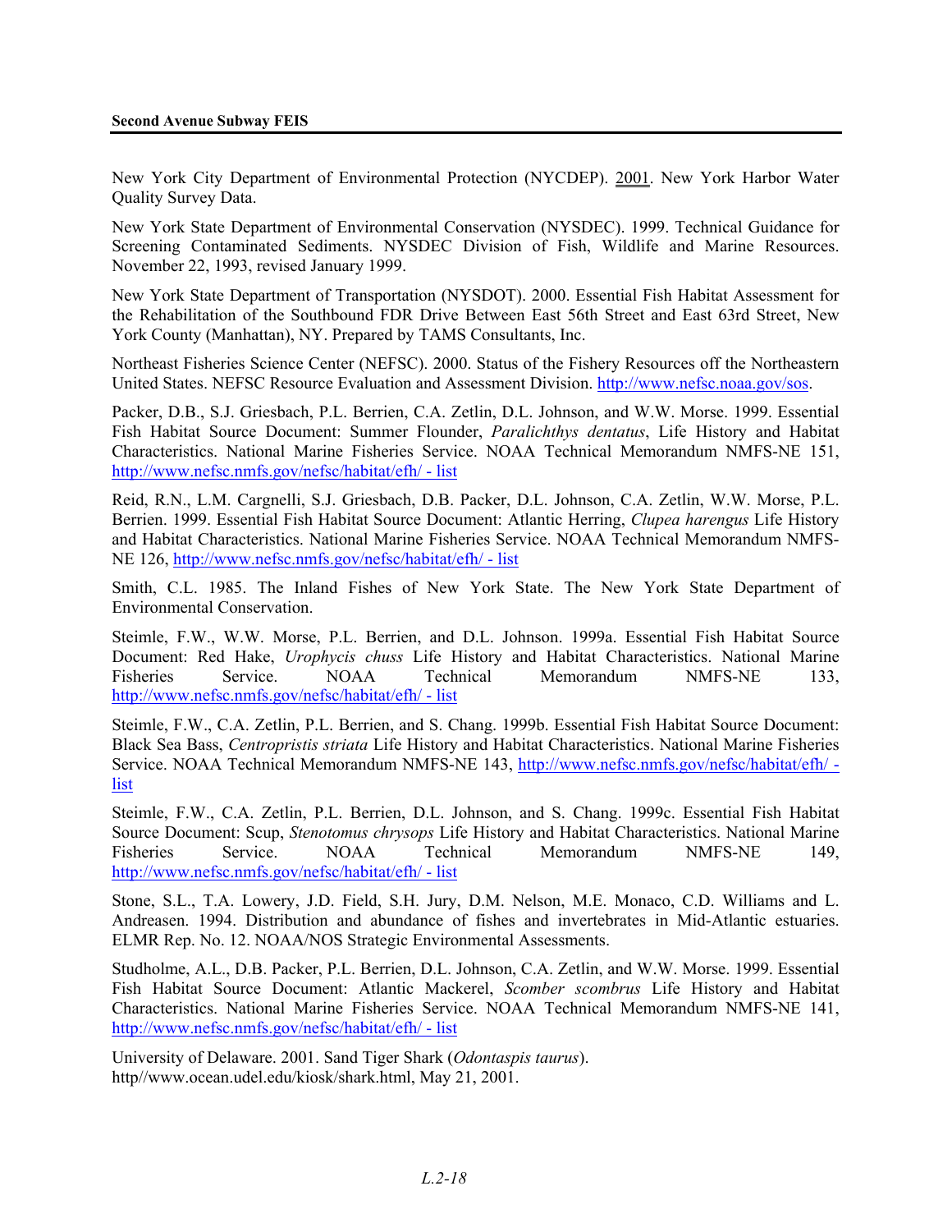New York City Department of Environmental Protection (NYCDEP). 2001. New York Harbor Water Quality Survey Data.

New York State Department of Environmental Conservation (NYSDEC). 1999. Technical Guidance for Screening Contaminated Sediments. NYSDEC Division of Fish, Wildlife and Marine Resources. November 22, 1993, revised January 1999.

New York State Department of Transportation (NYSDOT). 2000. Essential Fish Habitat Assessment for the Rehabilitation of the Southbound FDR Drive Between East 56th Street and East 63rd Street, New York County (Manhattan), NY. Prepared by TAMS Consultants, Inc.

Northeast Fisheries Science Center (NEFSC). 2000. Status of the Fishery Resources off the Northeastern United States. NEFSC Resource Evaluation and Assessment Division. http://www.nefsc.noaa.gov/sos.

Packer, D.B., S.J. Griesbach, P.L. Berrien, C.A. Zetlin, D.L. Johnson, and W.W. Morse. 1999. Essential Fish Habitat Source Document: Summer Flounder, *Paralichthys dentatus*, Life History and Habitat Characteristics. National Marine Fisheries Service. NOAA Technical Memorandum NMFS-NE 151, http://www.nefsc.nmfs.gov/nefsc/habitat/efh/ - list

Reid, R.N., L.M. Cargnelli, S.J. Griesbach, D.B. Packer, D.L. Johnson, C.A. Zetlin, W.W. Morse, P.L. Berrien. 1999. Essential Fish Habitat Source Document: Atlantic Herring, *Clupea harengus* Life History and Habitat Characteristics. National Marine Fisheries Service. NOAA Technical Memorandum NMFS-NE 126, http://www.nefsc.nmfs.gov/nefsc/habitat/efh/ - list

Smith, C.L. 1985. The Inland Fishes of New York State. The New York State Department of Environmental Conservation.

Steimle, F.W., W.W. Morse, P.L. Berrien, and D.L. Johnson. 1999a. Essential Fish Habitat Source Document: Red Hake, *Urophycis chuss* Life History and Habitat Characteristics. National Marine Fisheries Service. NOAA Technical Memorandum NMFS-NE 133, http://www.nefsc.nmfs.gov/nefsc/habitat/efh/ - list

Steimle, F.W., C.A. Zetlin, P.L. Berrien, and S. Chang. 1999b. Essential Fish Habitat Source Document: Black Sea Bass, *Centropristis striata* Life History and Habitat Characteristics. National Marine Fisheries Service. NOAA Technical Memorandum NMFS-NE 143, http://www.nefsc.nmfs.gov/nefsc/habitat/efh/ - list

Steimle, F.W., C.A. Zetlin, P.L. Berrien, D.L. Johnson, and S. Chang. 1999c. Essential Fish Habitat Source Document: Scup, *Stenotomus chrysops* Life History and Habitat Characteristics. National Marine Fisheries Service. NOAA Technical Memorandum NMFS-NE 149, http://www.nefsc.nmfs.gov/nefsc/habitat/efh/ - list

Stone, S.L., T.A. Lowery, J.D. Field, S.H. Jury, D.M. Nelson, M.E. Monaco, C.D. Williams and L. Andreasen. 1994. Distribution and abundance of fishes and invertebrates in Mid-Atlantic estuaries. ELMR Rep. No. 12. NOAA/NOS Strategic Environmental Assessments.

Studholme, A.L., D.B. Packer, P.L. Berrien, D.L. Johnson, C.A. Zetlin, and W.W. Morse. 1999. Essential Fish Habitat Source Document: Atlantic Mackerel, *Scomber scombrus* Life History and Habitat Characteristics. National Marine Fisheries Service. NOAA Technical Memorandum NMFS-NE 141, http://www.nefsc.nmfs.gov/nefsc/habitat/efh/ - list

University of Delaware. 2001. Sand Tiger Shark (*Odontaspis taurus*). http//www.ocean.udel.edu/kiosk/shark.html, May 21, 2001.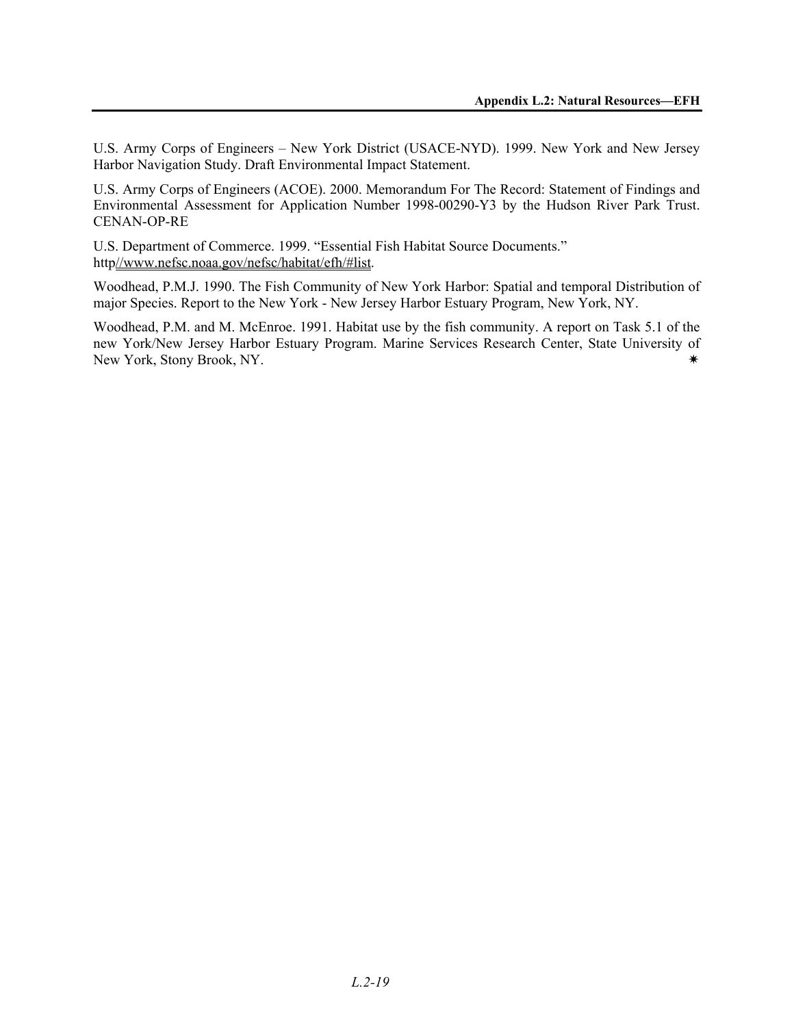U.S. Army Corps of Engineers – New York District (USACE-NYD). 1999. New York and New Jersey Harbor Navigation Study. Draft Environmental Impact Statement.

U.S. Army Corps of Engineers (ACOE). 2000. Memorandum For The Record: Statement of Findings and Environmental Assessment for Application Number 1998-00290-Y3 by the Hudson River Park Trust. CENAN-OP-RE

U.S. Department of Commerce. 1999. "Essential Fish Habitat Source Documents." http//www.nefsc.noaa.gov/nefsc/habitat/efh/#list.

Woodhead, P.M.J. 1990. The Fish Community of New York Harbor: Spatial and temporal Distribution of major Species. Report to the New York - New Jersey Harbor Estuary Program, New York, NY.

Woodhead, P.M. and M. McEnroe. 1991. Habitat use by the fish community. A report on Task 5.1 of the new York/New Jersey Harbor Estuary Program. Marine Services Research Center, State University of New York, Stony Brook, NY. *